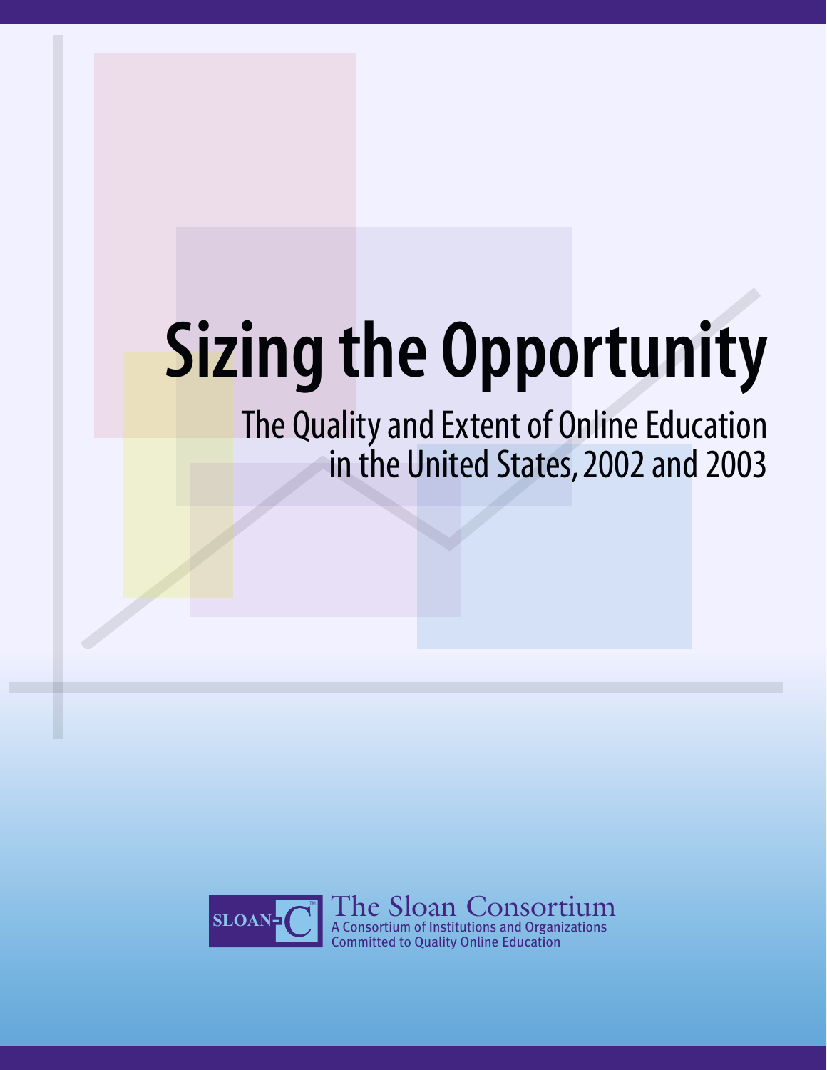# Sizing the Opportunity

## The Quality and Extent of Online Education in the United States, 2002 and 2003

SLOAN-C™

The Sloan Consortium
A Consortium of Institutions and Organizations Committed to Quality Online Education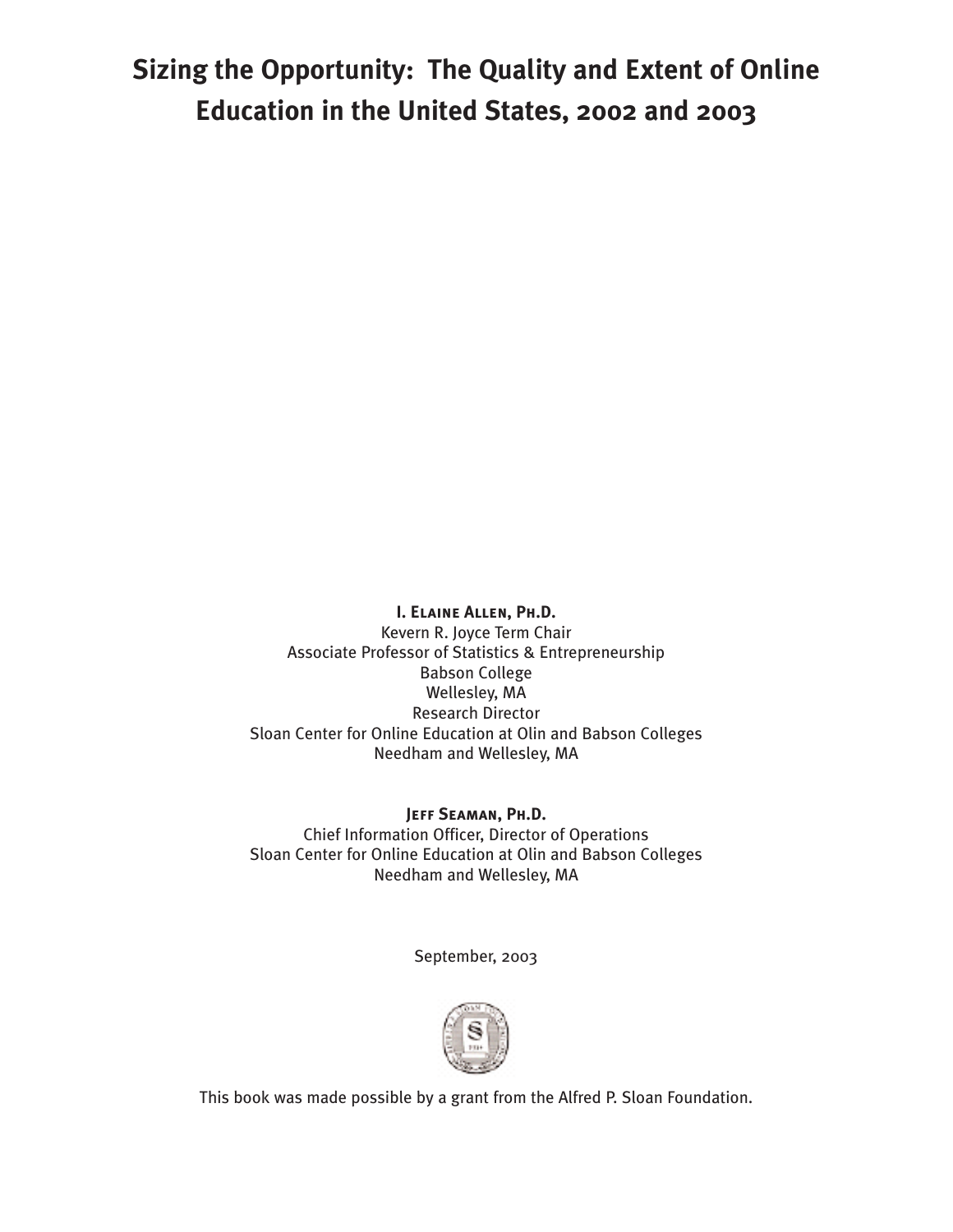# Sizing the Opportunity: The Quality and Extent of Online Education in the United States, 2002 and 2003

**I. Elaine Allen, Ph.D.**
Kevern R. Joyce Term Chair
Associate Professor of Statistics & Entrepreneurship
Babson College
Wellesley, MA
Research Director
Sloan Center for Online Education at Olin and Babson Colleges
Needham and Wellesley, MA

**Jeff Seaman, Ph.D.**
Chief Information Officer, Director of Operations
Sloan Center for Online Education at Olin and Babson Colleges
Needham and Wellesley, MA

September, 2003

This book was made possible by a grant from the Alfred P. Sloan Foundation.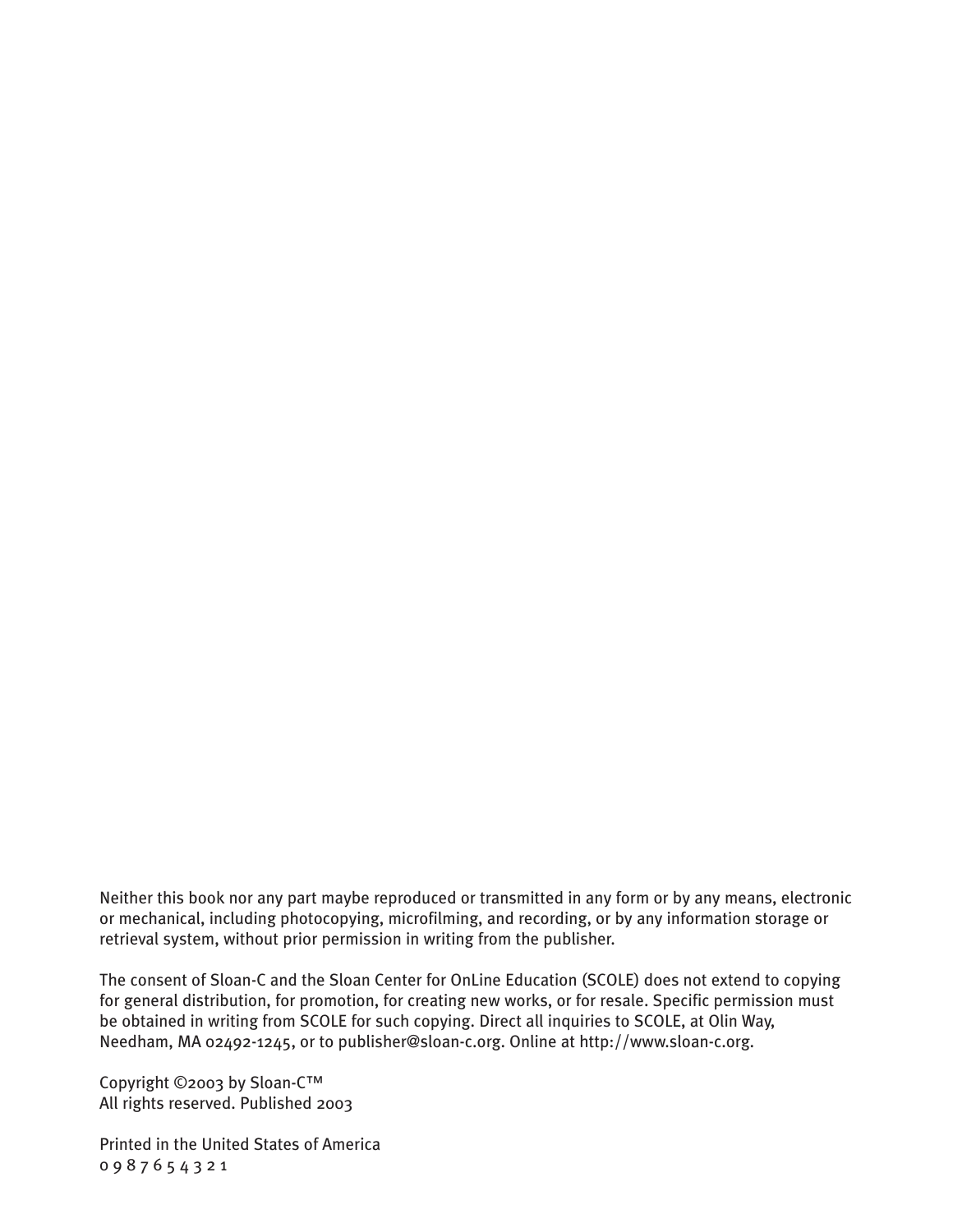Neither this book nor any part maybe reproduced or transmitted in any form or by any means, electronic or mechanical, including photocopying, microfilming, and recording, or by any information storage or retrieval system, without prior permission in writing from the publisher.

The consent of Sloan-C and the Sloan Center for OnLine Education (SCOLE) does not extend to copying for general distribution, for promotion, for creating new works, or for resale. Specific permission must be obtained in writing from SCOLE for such copying. Direct all inquiries to SCOLE, at Olin Way, Needham, MA 02492-1245, or to publisher@sloan-c.org. Online at http://www.sloan-c.org.

Copyright ©2003 by Sloan-C™
All rights reserved. Published 2003

Printed in the United States of America
0 9 8 7 6 5 4 3 2 1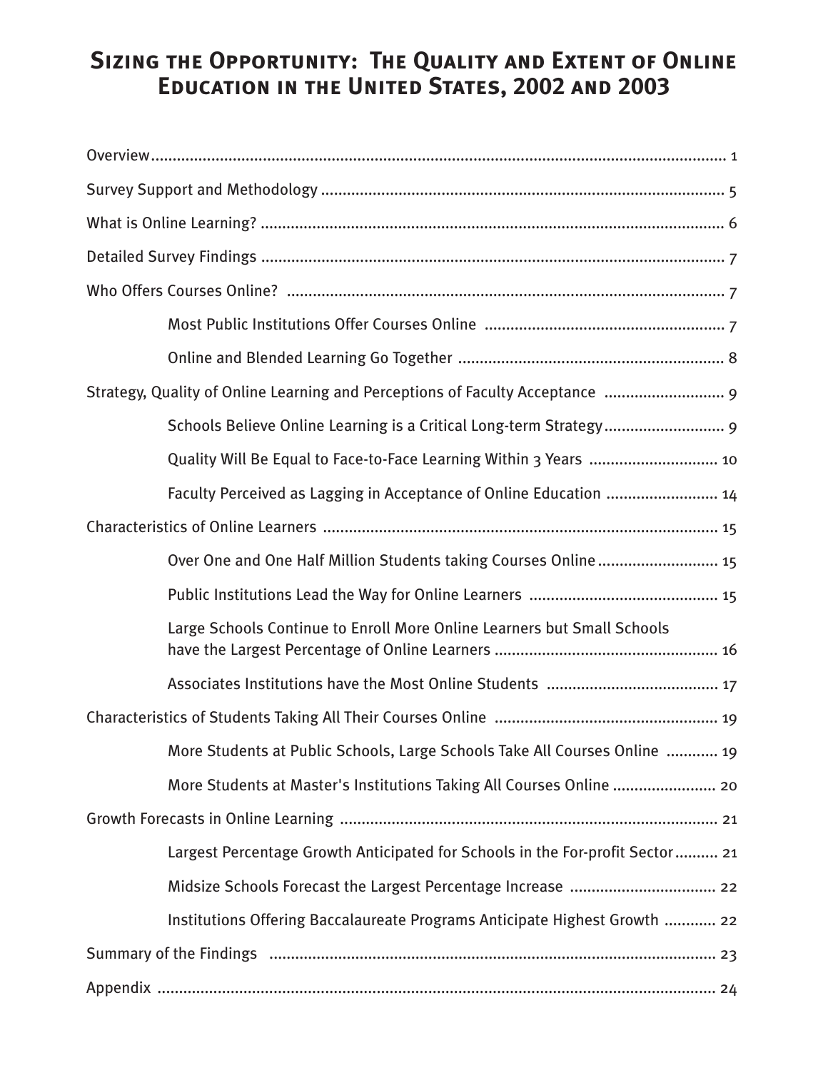# Sizing the Opportunity: The Quality and Extent of Online Education in the United States, 2002 and 2003

- Overview ... 1
- Survey Support and Methodology ... 5
- What is Online Learning? ... 6
- Detailed Survey Findings ... 7
- Who Offers Courses Online? ... 7
  - Most Public Institutions Offer Courses Online ... 7
  - Online and Blended Learning Go Together ... 8
- Strategy, Quality of Online Learning and Perceptions of Faculty Acceptance ... 9
  - Schools Believe Online Learning is a Critical Long-term Strategy ... 9
  - Quality Will Be Equal to Face-to-Face Learning Within 3 Years ... 10
  - Faculty Perceived as Lagging in Acceptance of Online Education ... 14
- Characteristics of Online Learners ... 15
  - Over One and One Half Million Students taking Courses Online ... 15
  - Public Institutions Lead the Way for Online Learners ... 15
  - Large Schools Continue to Enroll More Online Learners but Small Schools have the Largest Percentage of Online Learners ... 16
  - Associates Institutions have the Most Online Students ... 17
- Characteristics of Students Taking All Their Courses Online ... 19
  - More Students at Public Schools, Large Schools Take All Courses Online ... 19
  - More Students at Master's Institutions Taking All Courses Online ... 20
- Growth Forecasts in Online Learning ... 21
  - Largest Percentage Growth Anticipated for Schools in the For-profit Sector ... 21
  - Midsize Schools Forecast the Largest Percentage Increase ... 22
  - Institutions Offering Baccalaureate Programs Anticipate Highest Growth ... 22
- Summary of the Findings ... 23
- Appendix ... 24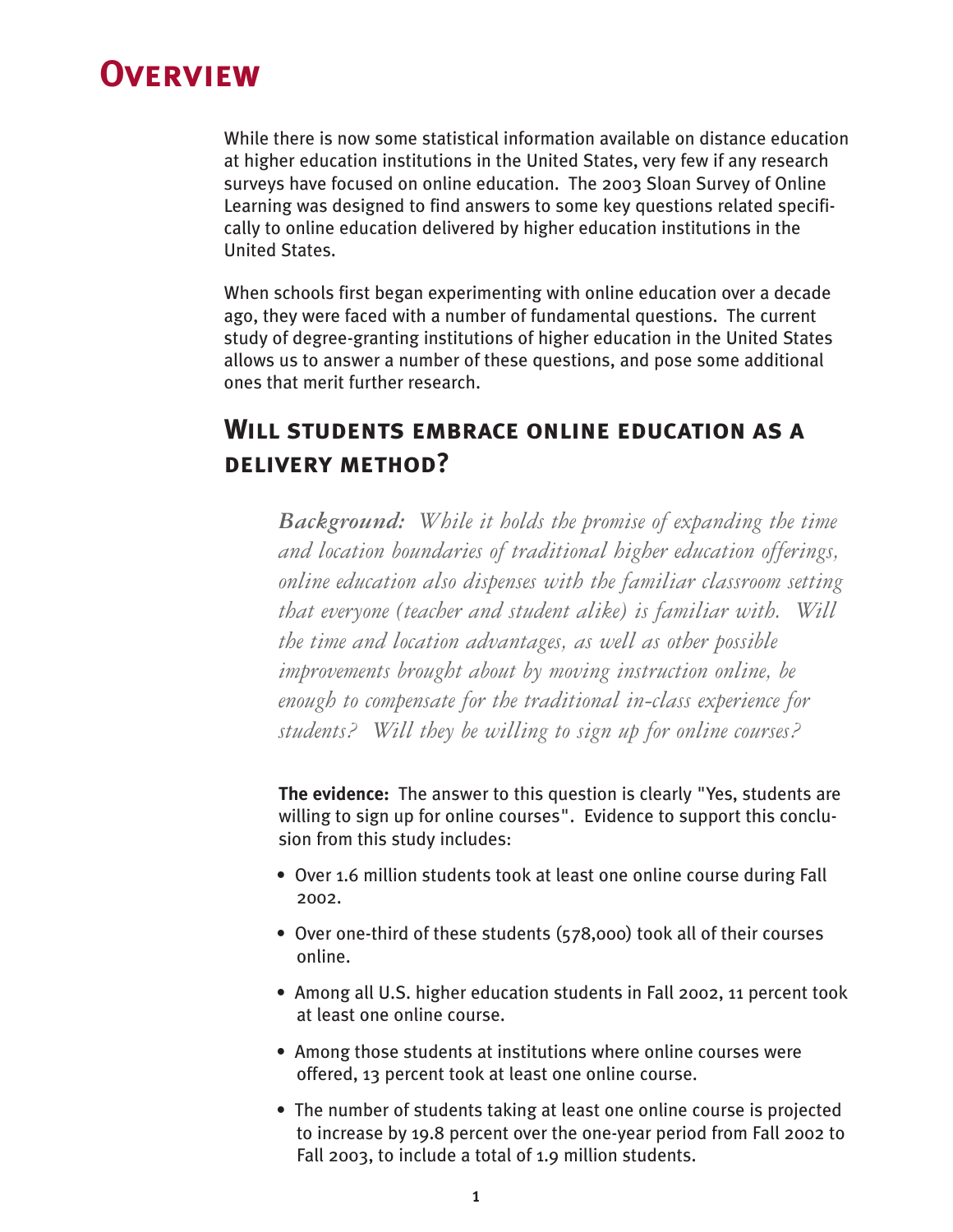# Overview

While there is now some statistical information available on distance education at higher education institutions in the United States, very few if any research surveys have focused on online education. The 2003 Sloan Survey of Online Learning was designed to find answers to some key questions related specifically to online education delivered by higher education institutions in the United States.

When schools first began experimenting with online education over a decade ago, they were faced with a number of fundamental questions. The current study of degree-granting institutions of higher education in the United States allows us to answer a number of these questions, and pose some additional ones that merit further research.

## Will students embrace online education as a delivery method?

***Background:*** *While it holds the promise of expanding the time and location boundaries of traditional higher education offerings, online education also dispenses with the familiar classroom setting that everyone (teacher and student alike) is familiar with. Will the time and location advantages, as well as other possible improvements brought about by moving instruction online, be enough to compensate for the traditional in-class experience for students? Will they be willing to sign up for online courses?*

**The evidence:** The answer to this question is clearly "Yes, students are willing to sign up for online courses". Evidence to support this conclusion from this study includes:

- Over 1.6 million students took at least one online course during Fall 2002.
- Over one-third of these students (578,000) took all of their courses online.
- Among all U.S. higher education students in Fall 2002, 11 percent took at least one online course.
- Among those students at institutions where online courses were offered, 13 percent took at least one online course.
- The number of students taking at least one online course is projected to increase by 19.8 percent over the one-year period from Fall 2002 to Fall 2003, to include a total of 1.9 million students.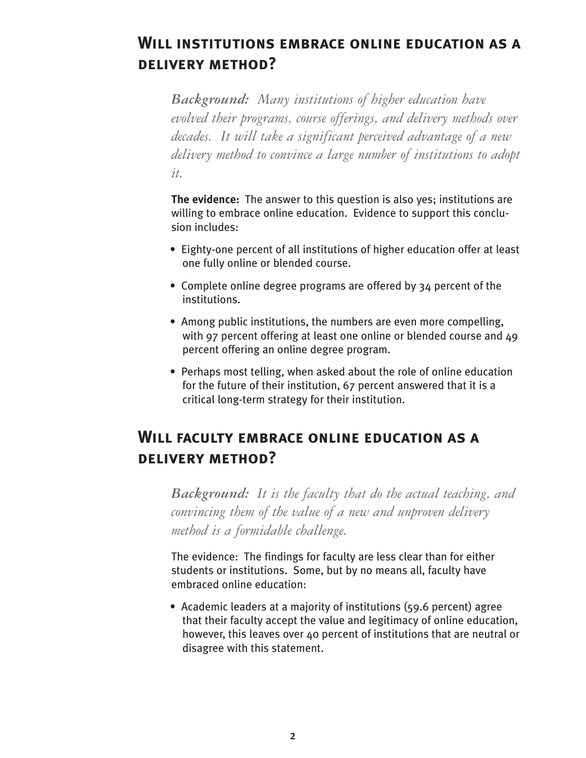## Will institutions embrace online education as a delivery method?

*Background: Many institutions of higher education have evolved their programs, course offerings, and delivery methods over decades. It will take a significant perceived advantage of a new delivery method to convince a large number of institutions to adopt it.*

**The evidence:** The answer to this question is also yes; institutions are willing to embrace online education. Evidence to support this conclusion includes:

- Eighty-one percent of all institutions of higher education offer at least one fully online or blended course.
- Complete online degree programs are offered by 34 percent of the institutions.
- Among public institutions, the numbers are even more compelling, with 97 percent offering at least one online or blended course and 49 percent offering an online degree program.
- Perhaps most telling, when asked about the role of online education for the future of their institution, 67 percent answered that it is a critical long-term strategy for their institution.

## Will faculty embrace online education as a delivery method?

*Background: It is the faculty that do the actual teaching, and convincing them of the value of a new and unproven delivery method is a formidable challenge.*

The evidence: The findings for faculty are less clear than for either students or institutions. Some, but by no means all, faculty have embraced online education:

- Academic leaders at a majority of institutions (59.6 percent) agree that their faculty accept the value and legitimacy of online education, however, this leaves over 40 percent of institutions that are neutral or disagree with this statement.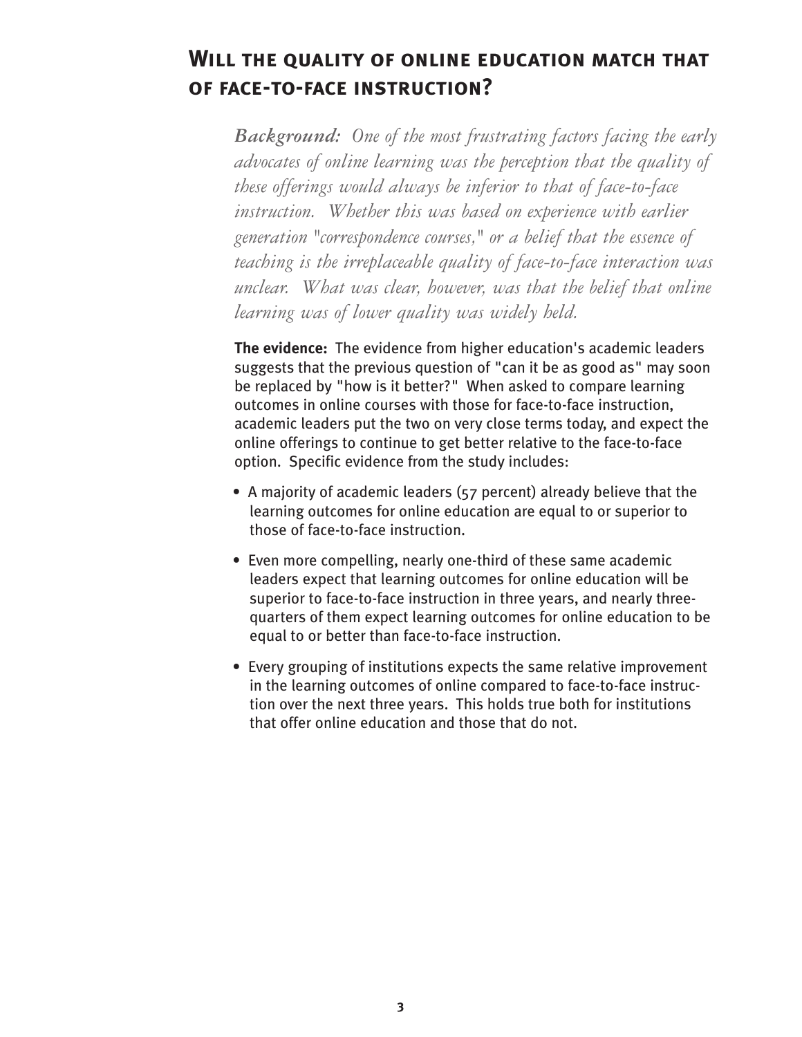## Will the quality of online education match that of face-to-face instruction?

*Background: One of the most frustrating factors facing the early advocates of online learning was the perception that the quality of these offerings would always be inferior to that of face-to-face instruction. Whether this was based on experience with earlier generation "correspondence courses," or a belief that the essence of teaching is the irreplaceable quality of face-to-face interaction was unclear. What was clear, however, was that the belief that online learning was of lower quality was widely held.*

**The evidence:** The evidence from higher education's academic leaders suggests that the previous question of "can it be as good as" may soon be replaced by "how is it better?" When asked to compare learning outcomes in online courses with those for face-to-face instruction, academic leaders put the two on very close terms today, and expect the online offerings to continue to get better relative to the face-to-face option. Specific evidence from the study includes:

- A majority of academic leaders (57 percent) already believe that the learning outcomes for online education are equal to or superior to those of face-to-face instruction.
- Even more compelling, nearly one-third of these same academic leaders expect that learning outcomes for online education will be superior to face-to-face instruction in three years, and nearly three-quarters of them expect learning outcomes for online education to be equal to or better than face-to-face instruction.
- Every grouping of institutions expects the same relative improvement in the learning outcomes of online compared to face-to-face instruction over the next three years. This holds true both for institutions that offer online education and those that do not.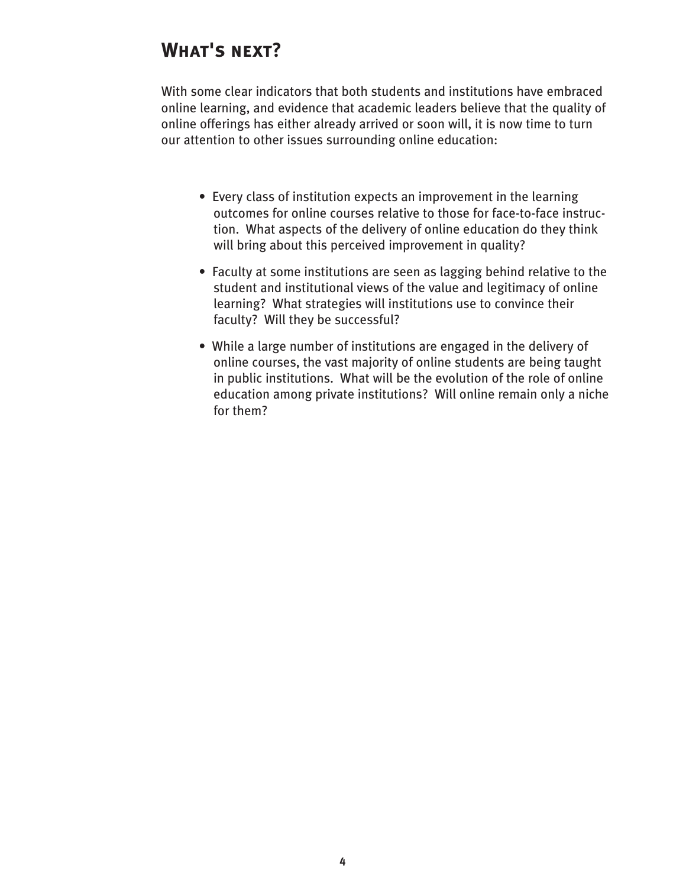## What's next?

With some clear indicators that both students and institutions have embraced online learning, and evidence that academic leaders believe that the quality of online offerings has either already arrived or soon will, it is now time to turn our attention to other issues surrounding online education:

- Every class of institution expects an improvement in the learning outcomes for online courses relative to those for face-to-face instruction. What aspects of the delivery of online education do they think will bring about this perceived improvement in quality?
- Faculty at some institutions are seen as lagging behind relative to the student and institutional views of the value and legitimacy of online learning? What strategies will institutions use to convince their faculty? Will they be successful?
- While a large number of institutions are engaged in the delivery of online courses, the vast majority of online students are being taught in public institutions. What will be the evolution of the role of online education among private institutions? Will online remain only a niche for them?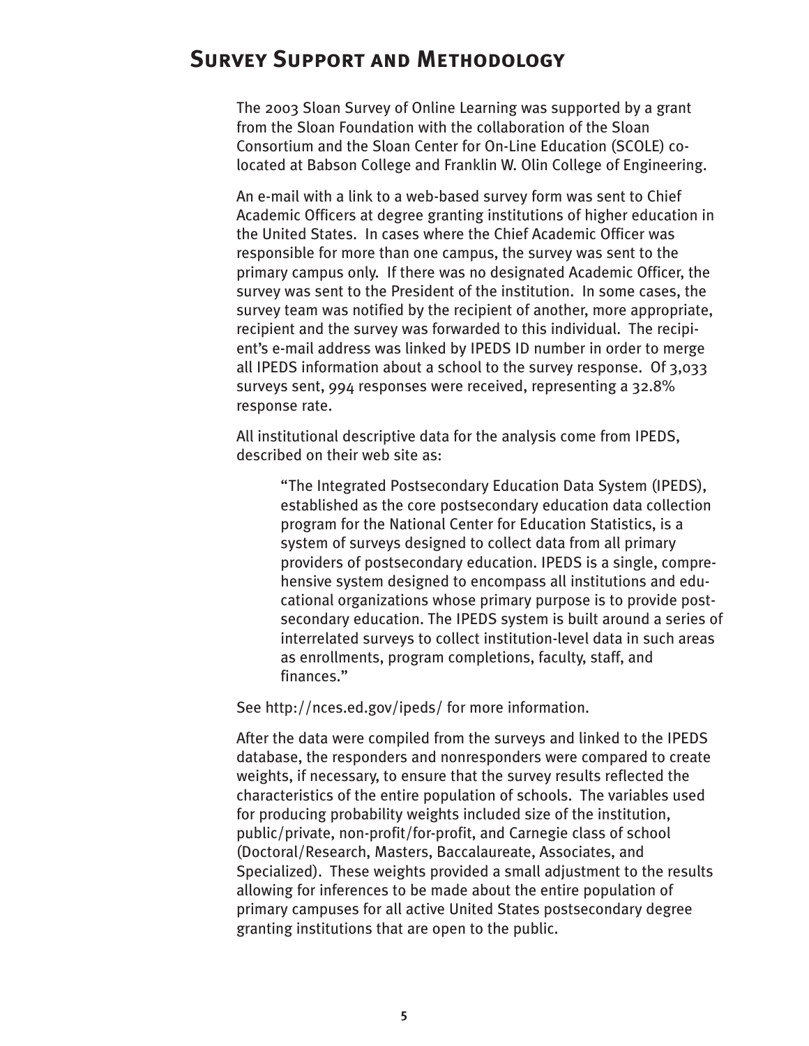## Survey Support and Methodology

The 2003 Sloan Survey of Online Learning was supported by a grant from the Sloan Foundation with the collaboration of the Sloan Consortium and the Sloan Center for On-Line Education (SCOLE) co-located at Babson College and Franklin W. Olin College of Engineering.

An e-mail with a link to a web-based survey form was sent to Chief Academic Officers at degree granting institutions of higher education in the United States. In cases where the Chief Academic Officer was responsible for more than one campus, the survey was sent to the primary campus only. If there was no designated Academic Officer, the survey was sent to the President of the institution. In some cases, the survey team was notified by the recipient of another, more appropriate, recipient and the survey was forwarded to this individual. The recipient's e-mail address was linked by IPEDS ID number in order to merge all IPEDS information about a school to the survey response. Of 3,033 surveys sent, 994 responses were received, representing a 32.8% response rate.

All institutional descriptive data for the analysis come from IPEDS, described on their web site as:

> "The Integrated Postsecondary Education Data System (IPEDS), established as the core postsecondary education data collection program for the National Center for Education Statistics, is a system of surveys designed to collect data from all primary providers of postsecondary education. IPEDS is a single, comprehensive system designed to encompass all institutions and educational organizations whose primary purpose is to provide postsecondary education. The IPEDS system is built around a series of interrelated surveys to collect institution-level data in such areas as enrollments, program completions, faculty, staff, and finances."

See http://nces.ed.gov/ipeds/ for more information.

After the data were compiled from the surveys and linked to the IPEDS database, the responders and nonresponders were compared to create weights, if necessary, to ensure that the survey results reflected the characteristics of the entire population of schools. The variables used for producing probability weights included size of the institution, public/private, non-profit/for-profit, and Carnegie class of school (Doctoral/Research, Masters, Baccalaureate, Associates, and Specialized). These weights provided a small adjustment to the results allowing for inferences to be made about the entire population of primary campuses for all active United States postsecondary degree granting institutions that are open to the public.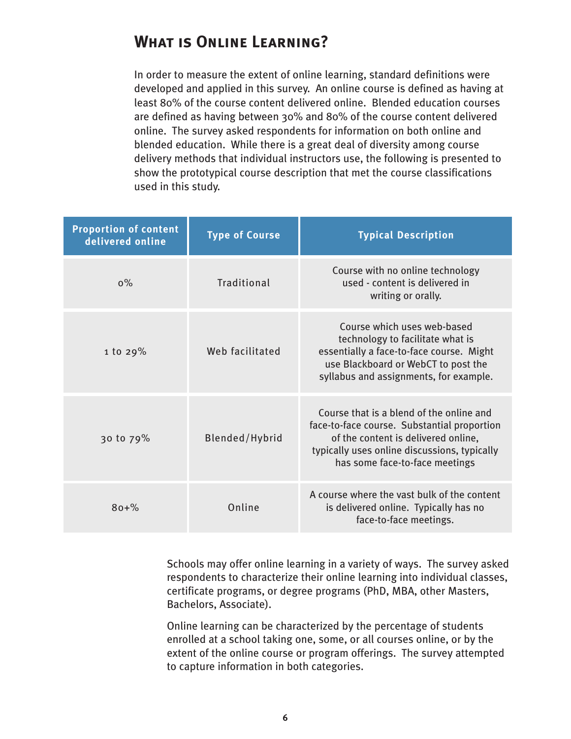## What is Online Learning?

In order to measure the extent of online learning, standard definitions were developed and applied in this survey. An online course is defined as having at least 80% of the course content delivered online. Blended education courses are defined as having between 30% and 80% of the course content delivered online. The survey asked respondents for information on both online and blended education. While there is a great deal of diversity among course delivery methods that individual instructors use, the following is presented to show the prototypical course description that met the course classifications used in this study.

| Proportion of content delivered online | Type of Course | Typical Description |
| --- | --- | --- |
| 0% | Traditional | Course with no online technology used - content is delivered in writing or orally. |
| 1 to 29% | Web facilitated | Course which uses web-based technology to facilitate what is essentially a face-to-face course. Might use Blackboard or WebCT to post the syllabus and assignments, for example. |
| 30 to 79% | Blended/Hybrid | Course that is a blend of the online and face-to-face course. Substantial proportion of the content is delivered online, typically uses online discussions, typically has some face-to-face meetings |
| 80+% | Online | A course where the vast bulk of the content is delivered online. Typically has no face-to-face meetings. |

Schools may offer online learning in a variety of ways. The survey asked respondents to characterize their online learning into individual classes, certificate programs, or degree programs (PhD, MBA, other Masters, Bachelors, Associate).

Online learning can be characterized by the percentage of students enrolled at a school taking one, some, or all courses online, or by the extent of the online course or program offerings. The survey attempted to capture information in both categories.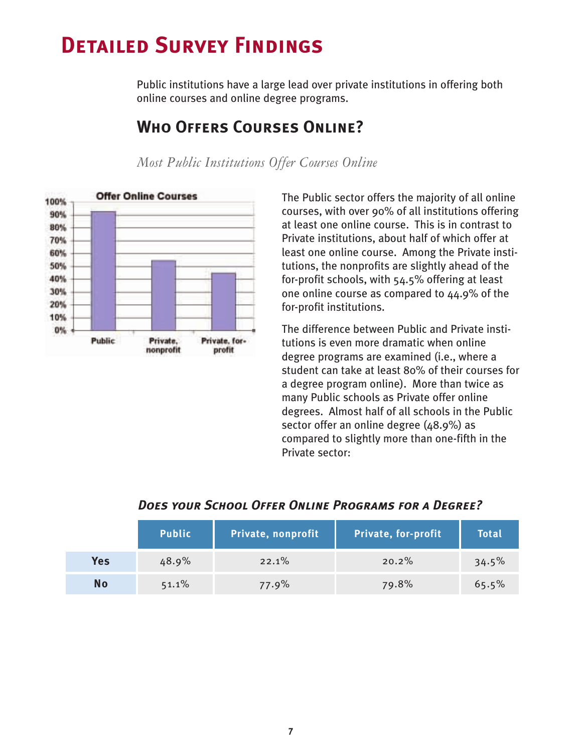# Detailed Survey Findings

Public institutions have a large lead over private institutions in offering both online courses and online degree programs.

## Who Offers Courses Online?

*Most Public Institutions Offer Courses Online*

The Public sector offers the majority of all online courses, with over 90% of all institutions offering at least one online course. This is in contrast to Private institutions, about half of which offer at least one online course. Among the Private institutions, the nonprofits are slightly ahead of the for-profit schools, with 54.5% offering at least one online course as compared to 44.9% of the for-profit institutions.

The difference between Public and Private institutions is even more dramatic when online degree programs are examined (i.e., where a student can take at least 80% of their courses for a degree program online). More than twice as many Public schools as Private offer online degrees. Almost half of all schools in the Public sector offer an online degree (48.9%) as compared to slightly more than one-fifth in the Private sector:

### *Does your School Offer Online Programs for a Degree?*

| | Public | Private, nonprofit | Private, for-profit | Total |
|---|---|---|---|---|
| **Yes** | 48.9% | 22.1% | 20.2% | 34.5% |
| **No** | 51.1% | 77.9% | 79.8% | 65.5% |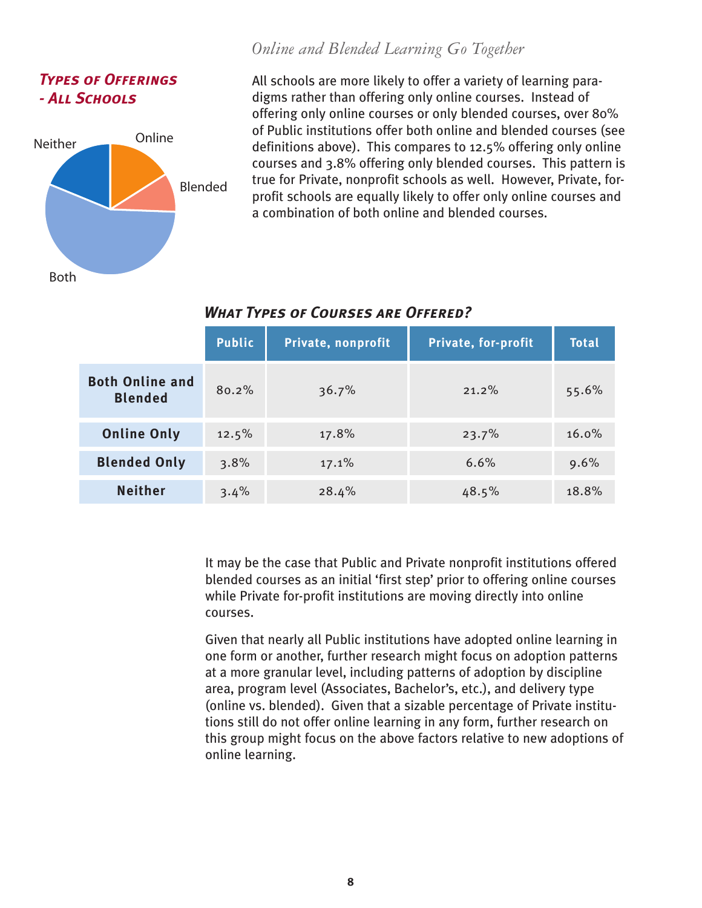### *Types of Offerings - All Schools*

Neither

Online

Blended

Both

## *Online and Blended Learning Go Together*

All schools are more likely to offer a variety of learning paradigms rather than offering only online courses. Instead of offering only online courses or only blended courses, over 80% of Public institutions offer both online and blended courses (see definitions above). This compares to 12.5% offering only online courses and 3.8% offering only blended courses. This pattern is true for Private, nonprofit schools as well. However, Private, for-profit schools are equally likely to offer only online courses and a combination of both online and blended courses.

### *What Types of Courses are Offered?*

| | Public | Private, nonprofit | Private, for-profit | Total |
|---|---|---|---|---|
| **Both Online and Blended** | 80.2% | 36.7% | 21.2% | 55.6% |
| **Online Only** | 12.5% | 17.8% | 23.7% | 16.0% |
| **Blended Only** | 3.8% | 17.1% | 6.6% | 9.6% |
| **Neither** | 3.4% | 28.4% | 48.5% | 18.8% |

It may be the case that Public and Private nonprofit institutions offered blended courses as an initial 'first step' prior to offering online courses while Private for-profit institutions are moving directly into online courses.

Given that nearly all Public institutions have adopted online learning in one form or another, further research might focus on adoption patterns at a more granular level, including patterns of adoption by discipline area, program level (Associates, Bachelor's, etc.), and delivery type (online vs. blended). Given that a sizable percentage of Private institutions still do not offer online learning in any form, further research on this group might focus on the above factors relative to new adoptions of online learning.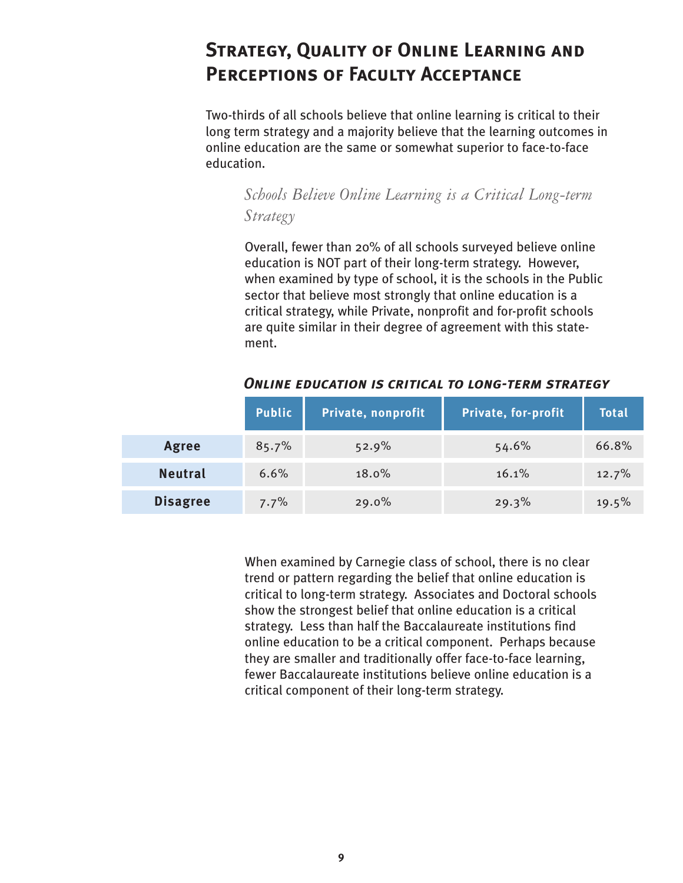## Strategy, Quality of Online Learning and Perceptions of Faculty Acceptance

Two-thirds of all schools believe that online learning is critical to their long term strategy and a majority believe that the learning outcomes in online education are the same or somewhat superior to face-to-face education.

### *Schools Believe Online Learning is a Critical Long-term Strategy*

Overall, fewer than 20% of all schools surveyed believe online education is NOT part of their long-term strategy. However, when examined by type of school, it is the schools in the Public sector that believe most strongly that online education is a critical strategy, while Private, nonprofit and for-profit schools are quite similar in their degree of agreement with this statement.

***Online education is critical to long-term strategy***

| | Public | Private, nonprofit | Private, for-profit | Total |
|---|---|---|---|---|
| **Agree** | 85.7% | 52.9% | 54.6% | 66.8% |
| **Neutral** | 6.6% | 18.0% | 16.1% | 12.7% |
| **Disagree** | 7.7% | 29.0% | 29.3% | 19.5% |

When examined by Carnegie class of school, there is no clear trend or pattern regarding the belief that online education is critical to long-term strategy. Associates and Doctoral schools show the strongest belief that online education is a critical strategy. Less than half the Baccalaureate institutions find online education to be a critical component. Perhaps because they are smaller and traditionally offer face-to-face learning, fewer Baccalaureate institutions believe online education is a critical component of their long-term strategy.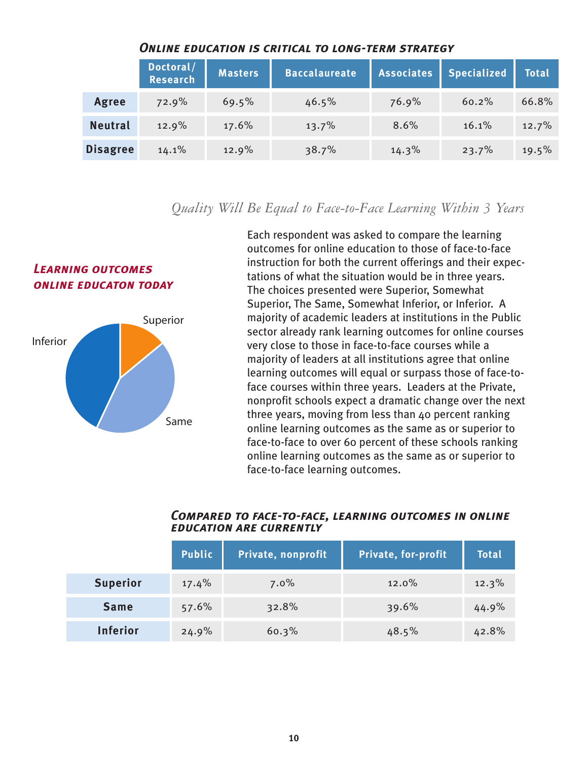### *Online education is critical to long-term strategy*

| | Doctoral/ Research | Masters | Baccalaureate | Associates | Specialized | Total |
|---|---|---|---|---|---|---|
| **Agree** | 72.9% | 69.5% | 46.5% | 76.9% | 60.2% | 66.8% |
| **Neutral** | 12.9% | 17.6% | 13.7% | 8.6% | 16.1% | 12.7% |
| **Disagree** | 14.1% | 12.9% | 38.7% | 14.3% | 23.7% | 19.5% |

## *Quality Will Be Equal to Face-to-Face Learning Within 3 Years*

### *Learning outcomes online educaton today*

Superior

Inferior

Same

Each respondent was asked to compare the learning outcomes for online education to those of face-to-face instruction for both the current offerings and their expectations of what the situation would be in three years. The choices presented were Superior, Somewhat Superior, The Same, Somewhat Inferior, or Inferior. A majority of academic leaders at institutions in the Public sector already rank learning outcomes for online courses very close to those in face-to-face courses while a majority of leaders at all institutions agree that online learning outcomes will equal or surpass those of face-to-face courses within three years. Leaders at the Private, nonprofit schools expect a dramatic change over the next three years, moving from less than 40 percent ranking online learning outcomes as the same as or superior to face-to-face to over 60 percent of these schools ranking online learning outcomes as the same as or superior to face-to-face learning outcomes.

### *Compared to face-to-face, learning outcomes in online education are currently*

| | Public | Private, nonprofit | Private, for-profit | Total |
|---|---|---|---|---|
| **Superior** | 17.4% | 7.0% | 12.0% | 12.3% |
| **Same** | 57.6% | 32.8% | 39.6% | 44.9% |
| **Inferior** | 24.9% | 60.3% | 48.5% | 42.8% |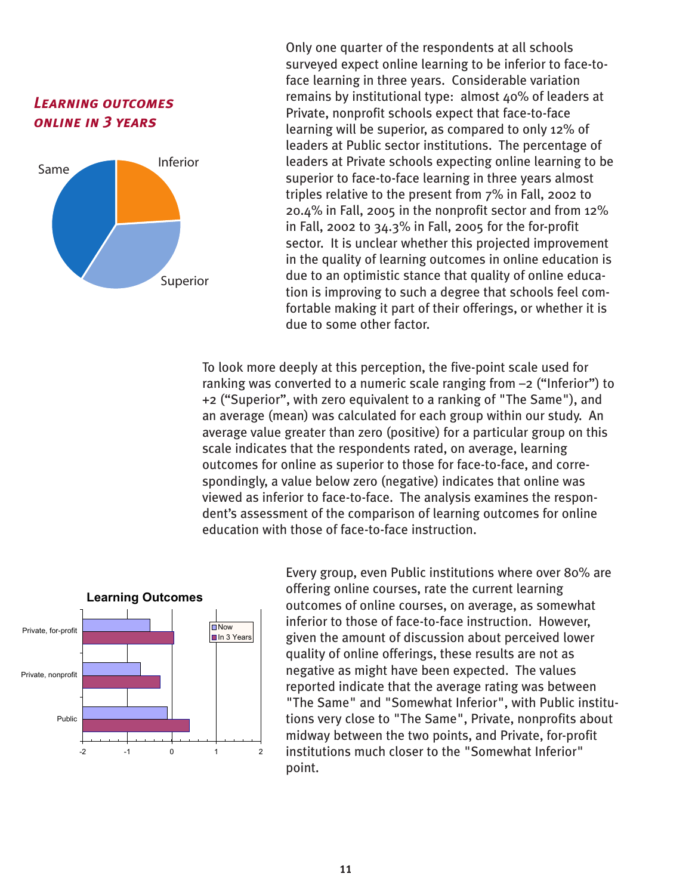### *Learning outcomes online in 3 years*

Same

Inferior

Superior

Only one quarter of the respondents at all schools surveyed expect online learning to be inferior to face-to-face learning in three years. Considerable variation remains by institutional type: almost 40% of leaders at Private, nonprofit schools expect that face-to-face learning will be superior, as compared to only 12% of leaders at Public sector institutions. The percentage of leaders at Private schools expecting online learning to be superior to face-to-face learning in three years almost triples relative to the present from 7% in Fall, 2002 to 20.4% in Fall, 2005 in the nonprofit sector and from 12% in Fall, 2002 to 34.3% in Fall, 2005 for the for-profit sector. It is unclear whether this projected improvement in the quality of learning outcomes in online education is due to an optimistic stance that quality of online education is improving to such a degree that schools feel comfortable making it part of their offerings, or whether it is due to some other factor.

To look more deeply at this perception, the five-point scale used for ranking was converted to a numeric scale ranging from –2 ("Inferior") to +2 ("Superior", with zero equivalent to a ranking of "The Same"), and an average (mean) was calculated for each group within our study. An average value greater than zero (positive) for a particular group on this scale indicates that the respondents rated, on average, learning outcomes for online as superior to those for face-to-face, and correspondingly, a value below zero (negative) indicates that online was viewed as inferior to face-to-face. The analysis examines the respondent's assessment of the comparison of learning outcomes for online education with those of face-to-face instruction.

**Learning Outcomes**

Private, for-profit

Private, nonprofit

Public

-2 -1 0 1 2

Now

In 3 Years

Every group, even Public institutions where over 80% are offering online courses, rate the current learning outcomes of online courses, on average, as somewhat inferior to those of face-to-face instruction. However, given the amount of discussion about perceived lower quality of online offerings, these results are not as negative as might have been expected. The values reported indicate that the average rating was between "The Same" and "Somewhat Inferior", with Public institutions very close to "The Same", Private, nonprofits about midway between the two points, and Private, for-profit institutions much closer to the "Somewhat Inferior" point.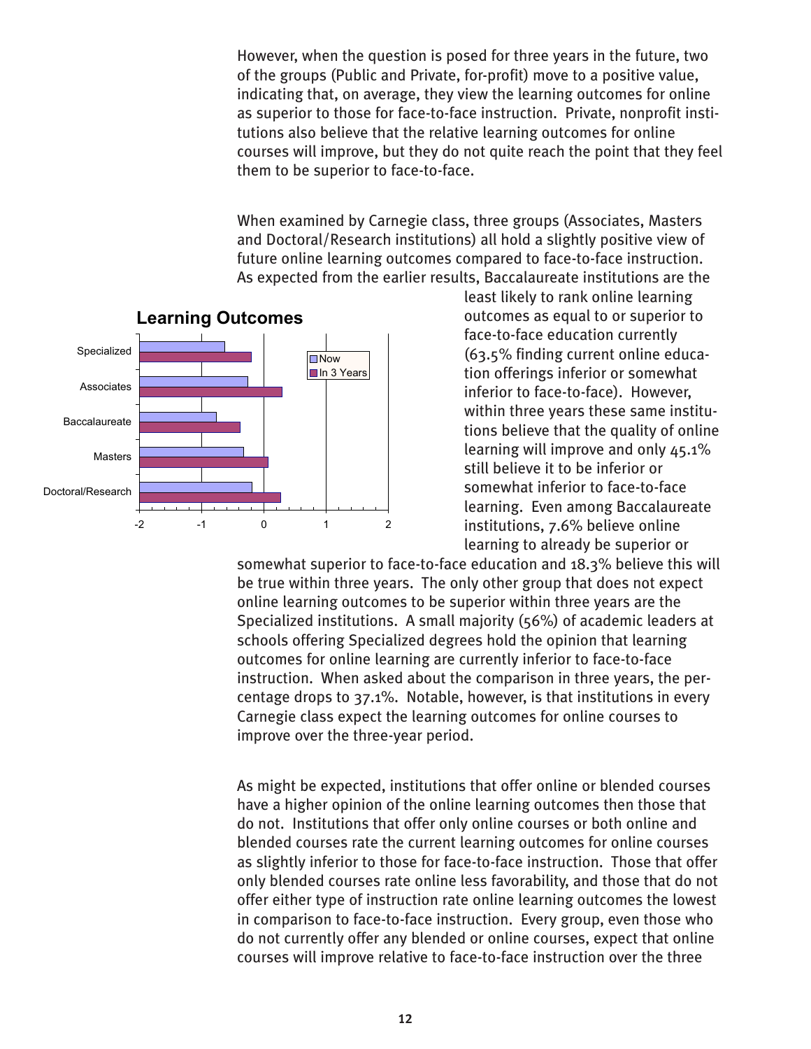However, when the question is posed for three years in the future, two of the groups (Public and Private, for-profit) move to a positive value, indicating that, on average, they view the learning outcomes for online as superior to those for face-to-face instruction. Private, nonprofit institutions also believe that the relative learning outcomes for online courses will improve, but they do not quite reach the point that they feel them to be superior to face-to-face.

When examined by Carnegie class, three groups (Associates, Masters and Doctoral/Research institutions) all hold a slightly positive view of future online learning outcomes compared to face-to-face instruction. As expected from the earlier results, Baccalaureate institutions are the least likely to rank online learning outcomes as equal to or superior to face-to-face education currently (63.5% finding current online education offerings inferior or somewhat inferior to face-to-face). However, within three years these same institutions believe that the quality of online learning will improve and only 45.1% still believe it to be inferior or somewhat inferior to face-to-face learning. Even among Baccalaureate institutions, 7.6% believe online learning to already be superior or somewhat superior to face-to-face education and 18.3% believe this will be true within three years. The only other group that does not expect online learning outcomes to be superior within three years are the Specialized institutions. A small majority (56%) of academic leaders at schools offering Specialized degrees hold the opinion that learning outcomes for online learning are currently inferior to face-to-face instruction. When asked about the comparison in three years, the percentage drops to 37.1%. Notable, however, is that institutions in every Carnegie class expect the learning outcomes for online courses to improve over the three-year period.

**Learning Outcomes**

(Bar chart: Specialized, Associates, Baccalaureate, Masters, Doctoral/Research; series: Now, In 3 Years; axis from -2 to 2)

As might be expected, institutions that offer online or blended courses have a higher opinion of the online learning outcomes then those that do not. Institutions that offer only online courses or both online and blended courses rate the current learning outcomes for online courses as slightly inferior to those for face-to-face instruction. Those that offer only blended courses rate online less favorability, and those that do not offer either type of instruction rate online learning outcomes the lowest in comparison to face-to-face instruction. Every group, even those who do not currently offer any blended or online courses, expect that online courses will improve relative to face-to-face instruction over the three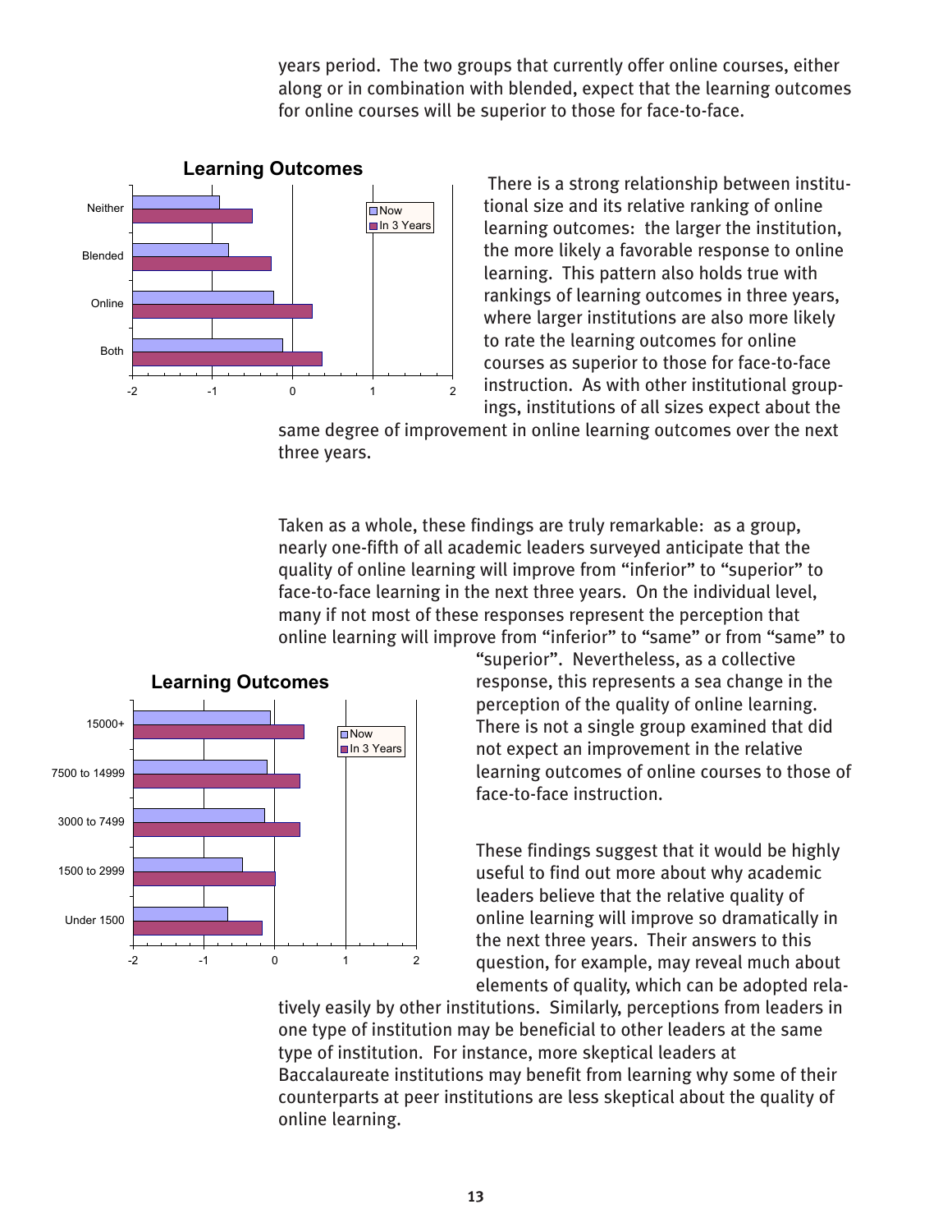years period. The two groups that currently offer online courses, either along or in combination with blended, expect that the learning outcomes for online courses will be superior to those for face-to-face.

**Learning Outcomes**

There is a strong relationship between institutional size and its relative ranking of online learning outcomes: the larger the institution, the more likely a favorable response to online learning. This pattern also holds true with rankings of learning outcomes in three years, where larger institutions are also more likely to rate the learning outcomes for online courses as superior to those for face-to-face instruction. As with other institutional groupings, institutions of all sizes expect about the same degree of improvement in online learning outcomes over the next three years.

Taken as a whole, these findings are truly remarkable: as a group, nearly one-fifth of all academic leaders surveyed anticipate that the quality of online learning will improve from "inferior" to "superior" to face-to-face learning in the next three years. On the individual level, many if not most of these responses represent the perception that online learning will improve from "inferior" to "same" or from "same" to "superior". Nevertheless, as a collective response, this represents a sea change in the perception of the quality of online learning. There is not a single group examined that did not expect an improvement in the relative learning outcomes of online courses to those of face-to-face instruction.

**Learning Outcomes**

These findings suggest that it would be highly useful to find out more about why academic leaders believe that the relative quality of online learning will improve so dramatically in the next three years. Their answers to this question, for example, may reveal much about elements of quality, which can be adopted relatively easily by other institutions. Similarly, perceptions from leaders in one type of institution may be beneficial to other leaders at the same type of institution. For instance, more skeptical leaders at Baccalaureate institutions may benefit from learning why some of their counterparts at peer institutions are less skeptical about the quality of online learning.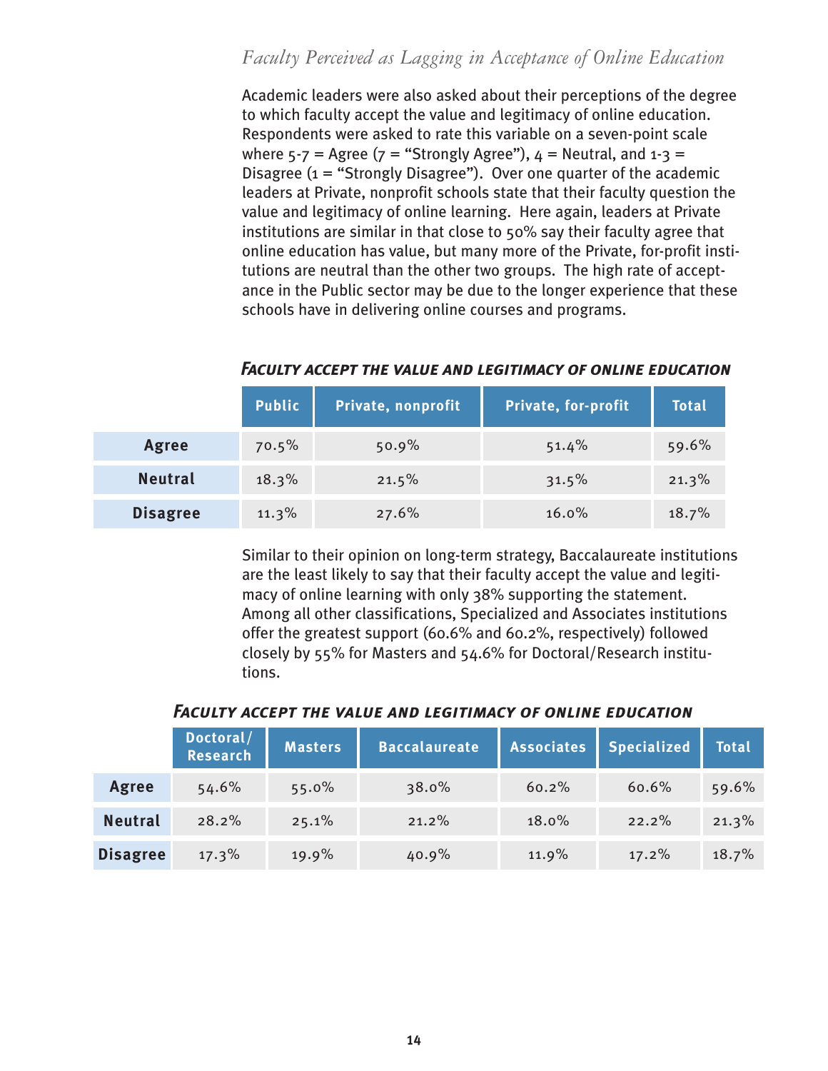## *Faculty Perceived as Lagging in Acceptance of Online Education*

Academic leaders were also asked about their perceptions of the degree to which faculty accept the value and legitimacy of online education. Respondents were asked to rate this variable on a seven-point scale where 5-7 = Agree (7 = "Strongly Agree"), 4 = Neutral, and 1-3 = Disagree (1 = "Strongly Disagree"). Over one quarter of the academic leaders at Private, nonprofit schools state that their faculty question the value and legitimacy of online learning. Here again, leaders at Private institutions are similar in that close to 50% say their faculty agree that online education has value, but many more of the Private, for-profit institutions are neutral than the other two groups. The high rate of acceptance in the Public sector may be due to the longer experience that these schools have in delivering online courses and programs.

***Faculty accept the value and legitimacy of online education***

| | Public | Private, nonprofit | Private, for-profit | Total |
|---|---|---|---|---|
| **Agree** | 70.5% | 50.9% | 51.4% | 59.6% |
| **Neutral** | 18.3% | 21.5% | 31.5% | 21.3% |
| **Disagree** | 11.3% | 27.6% | 16.0% | 18.7% |

Similar to their opinion on long-term strategy, Baccalaureate institutions are the least likely to say that their faculty accept the value and legitimacy of online learning with only 38% supporting the statement. Among all other classifications, Specialized and Associates institutions offer the greatest support (60.6% and 60.2%, respectively) followed closely by 55% for Masters and 54.6% for Doctoral/Research institutions.

***Faculty accept the value and legitimacy of online education***

| | Doctoral/ Research | Masters | Baccalaureate | Associates | Specialized | Total |
|---|---|---|---|---|---|---|
| **Agree** | 54.6% | 55.0% | 38.0% | 60.2% | 60.6% | 59.6% |
| **Neutral** | 28.2% | 25.1% | 21.2% | 18.0% | 22.2% | 21.3% |
| **Disagree** | 17.3% | 19.9% | 40.9% | 11.9% | 17.2% | 18.7% |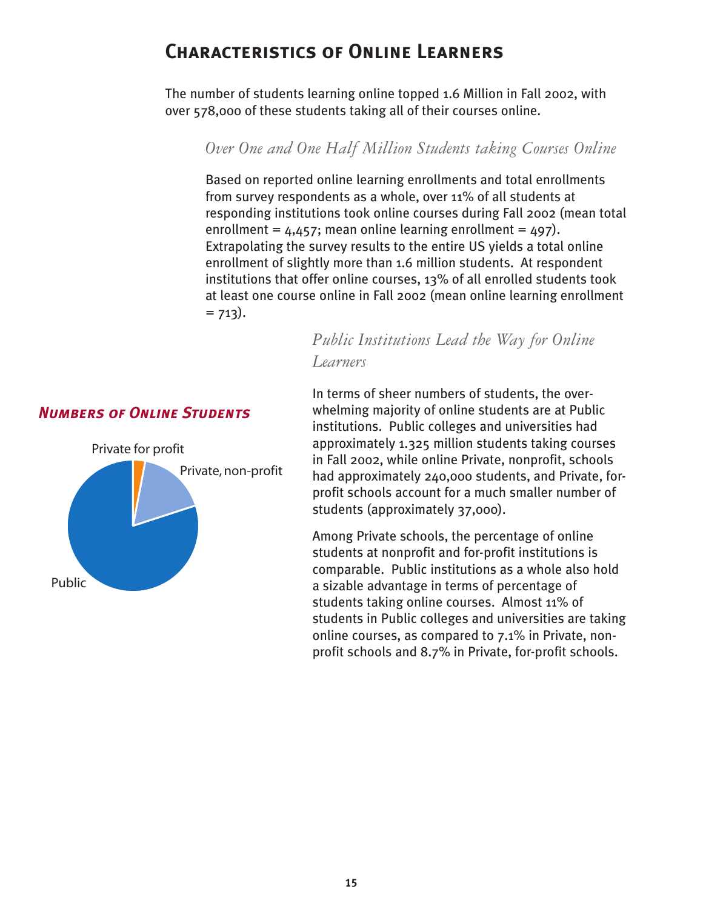# Characteristics of Online Learners

The number of students learning online topped 1.6 Million in Fall 2002, with over 578,000 of these students taking all of their courses online.

### *Over One and One Half Million Students taking Courses Online*

Based on reported online learning enrollments and total enrollments from survey respondents as a whole, over 11% of all students at responding institutions took online courses during Fall 2002 (mean total enrollment = 4,457; mean online learning enrollment = 497). Extrapolating the survey results to the entire US yields a total online enrollment of slightly more than 1.6 million students. At respondent institutions that offer online courses, 13% of all enrolled students took at least one course online in Fall 2002 (mean online learning enrollment = 713).

### *Public Institutions Lead the Way for Online Learners*

In terms of sheer numbers of students, the overwhelming majority of online students are at Public institutions. Public colleges and universities had approximately 1.325 million students taking courses in Fall 2002, while online Private, nonprofit, schools had approximately 240,000 students, and Private, for-profit schools account for a much smaller number of students (approximately 37,000).

Among Private schools, the percentage of online students at nonprofit and for-profit institutions is comparable. Public institutions as a whole also hold a sizable advantage in terms of percentage of students taking online courses. Almost 11% of students in Public colleges and universities are taking online courses, as compared to 7.1% in Private, non-profit schools and 8.7% in Private, for-profit schools.

***Numbers of Online Students***

Private for profit

Private, non-profit

Public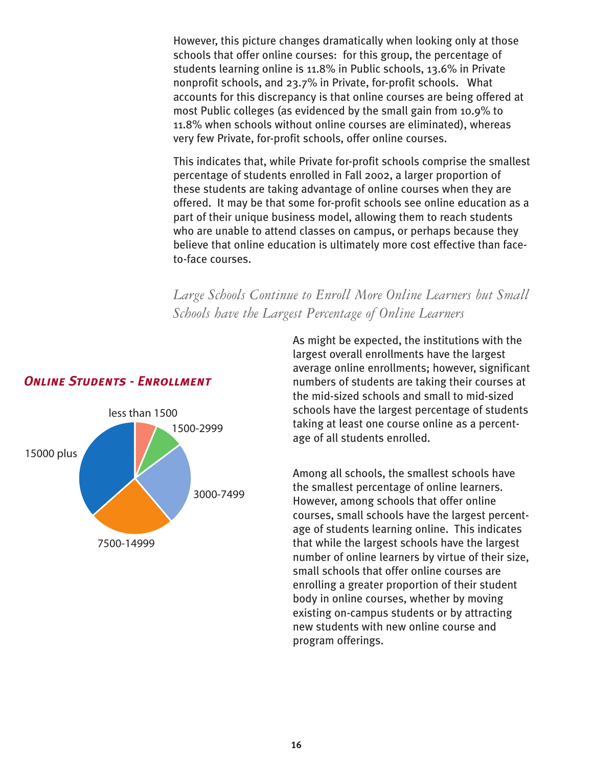However, this picture changes dramatically when looking only at those schools that offer online courses: for this group, the percentage of students learning online is 11.8% in Public schools, 13.6% in Private nonprofit schools, and 23.7% in Private, for-profit schools. What accounts for this discrepancy is that online courses are being offered at most Public colleges (as evidenced by the small gain from 10.9% to 11.8% when schools without online courses are eliminated), whereas very few Private, for-profit schools, offer online courses.

This indicates that, while Private for-profit schools comprise the smallest percentage of students enrolled in Fall 2002, a larger proportion of these students are taking advantage of online courses when they are offered. It may be that some for-profit schools see online education as a part of their unique business model, allowing them to reach students who are unable to attend classes on campus, or perhaps because they believe that online education is ultimately more cost effective than face-to-face courses.

### *Large Schools Continue to Enroll More Online Learners but Small Schools have the Largest Percentage of Online Learners*

#### *Online Students - Enrollment*

less than 1500

1500-2999

3000-7499

7500-14999

15000 plus

As might be expected, the institutions with the largest overall enrollments have the largest average online enrollments; however, significant numbers of students are taking their courses at the mid-sized schools and small to mid-sized schools have the largest percentage of students taking at least one course online as a percentage of all students enrolled.

Among all schools, the smallest schools have the smallest percentage of online learners. However, among schools that offer online courses, small schools have the largest percentage of students learning online. This indicates that while the largest schools have the largest number of online learners by virtue of their size, small schools that offer online courses are enrolling a greater proportion of their student body in online courses, whether by moving existing on-campus students or by attracting new students with new online course and program offerings.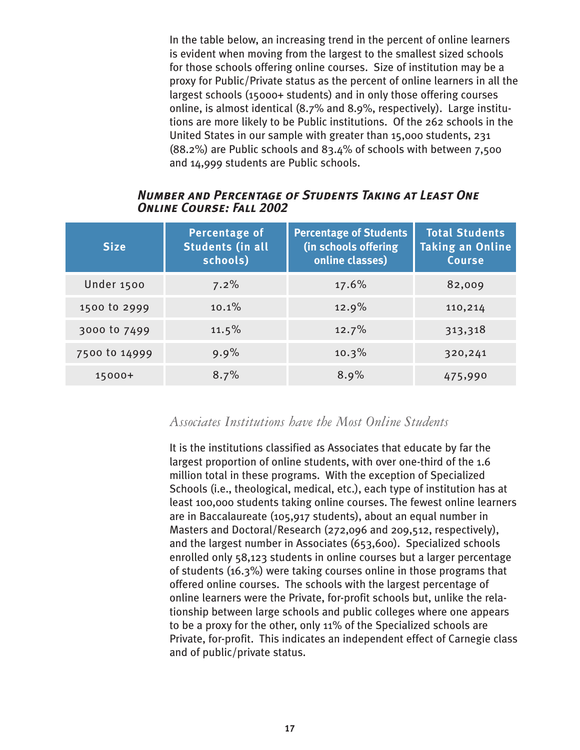In the table below, an increasing trend in the percent of online learners is evident when moving from the largest to the smallest sized schools for those schools offering online courses. Size of institution may be a proxy for Public/Private status as the percent of online learners in all the largest schools (15000+ students) and in only those offering courses online, is almost identical (8.7% and 8.9%, respectively). Large institutions are more likely to be Public institutions. Of the 262 schools in the United States in our sample with greater than 15,000 students, 231 (88.2%) are Public schools and 83.4% of schools with between 7,500 and 14,999 students are Public schools.

### *Number and Percentage of Students Taking at Least One Online Course: Fall 2002*

| Size | Percentage of Students (in all schools) | Percentage of Students (in schools offering online classes) | Total Students Taking an Online Course |
|---|---|---|---|
| Under 1500 | 7.2% | 17.6% | 82,009 |
| 1500 to 2999 | 10.1% | 12.9% | 110,214 |
| 3000 to 7499 | 11.5% | 12.7% | 313,318 |
| 7500 to 14999 | 9.9% | 10.3% | 320,241 |
| 15000+ | 8.7% | 8.9% | 475,990 |

## *Associates Institutions have the Most Online Students*

It is the institutions classified as Associates that educate by far the largest proportion of online students, with over one-third of the 1.6 million total in these programs. With the exception of Specialized Schools (i.e., theological, medical, etc.), each type of institution has at least 100,000 students taking online courses. The fewest online learners are in Baccalaureate (105,917 students), about an equal number in Masters and Doctoral/Research (272,096 and 209,512, respectively), and the largest number in Associates (653,600). Specialized schools enrolled only 58,123 students in online courses but a larger percentage of students (16.3%) were taking courses online in those programs that offered online courses. The schools with the largest percentage of online learners were the Private, for-profit schools but, unlike the relationship between large schools and public colleges where one appears to be a proxy for the other, only 11% of the Specialized schools are Private, for-profit. This indicates an independent effect of Carnegie class and of public/private status.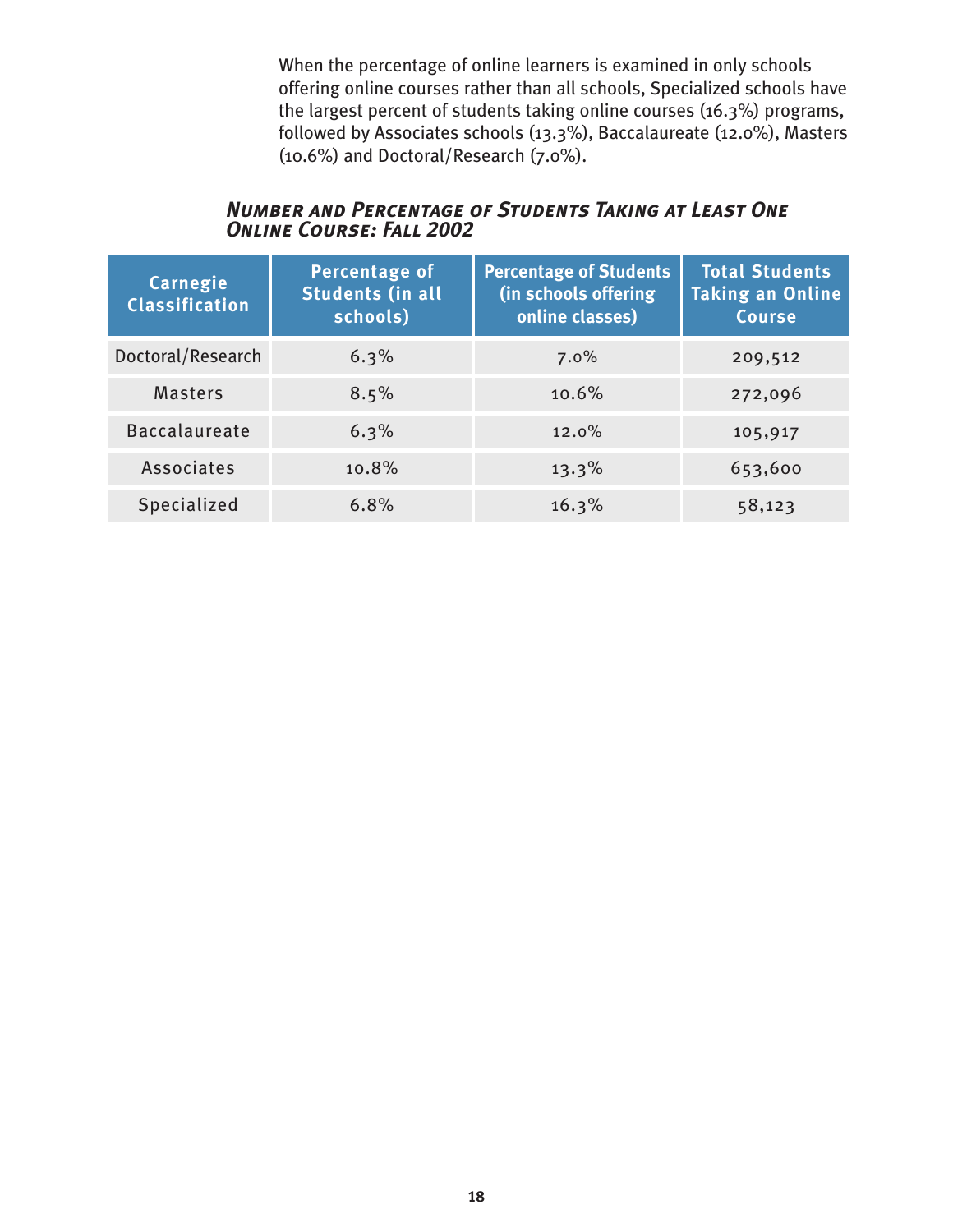When the percentage of online learners is examined in only schools offering online courses rather than all schools, Specialized schools have the largest percent of students taking online courses (16.3%) programs, followed by Associates schools (13.3%), Baccalaureate (12.0%), Masters (10.6%) and Doctoral/Research (7.0%).

### *Number and Percentage of Students Taking at Least One Online Course: Fall 2002*

| Carnegie Classification | Percentage of Students (in all schools) | Percentage of Students (in schools offering online classes) | Total Students Taking an Online Course |
|---|---|---|---|
| Doctoral/Research | 6.3% | 7.0% | 209,512 |
| Masters | 8.5% | 10.6% | 272,096 |
| Baccalaureate | 6.3% | 12.0% | 105,917 |
| Associates | 10.8% | 13.3% | 653,600 |
| Specialized | 6.8% | 16.3% | 58,123 |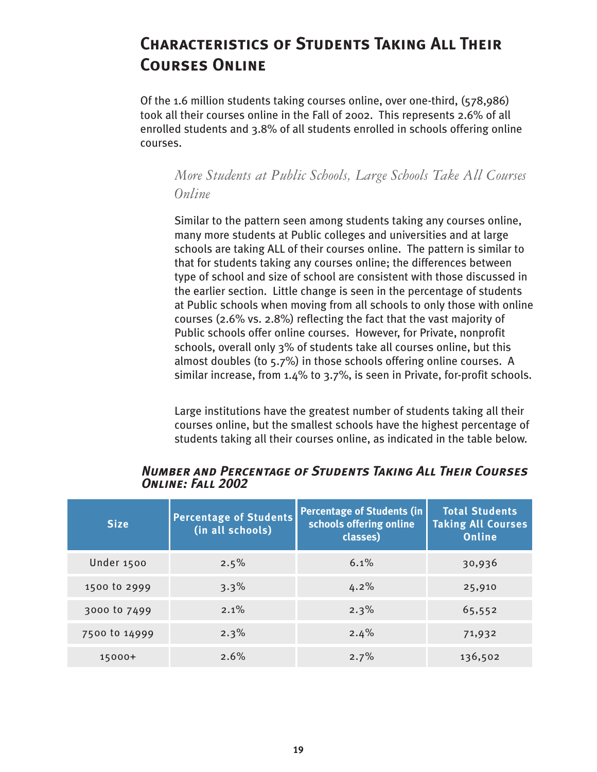## Characteristics of Students Taking All Their Courses Online

Of the 1.6 million students taking courses online, over one-third, (578,986) took all their courses online in the Fall of 2002. This represents 2.6% of all enrolled students and 3.8% of all students enrolled in schools offering online courses.

### *More Students at Public Schools, Large Schools Take All Courses Online*

Similar to the pattern seen among students taking any courses online, many more students at Public colleges and universities and at large schools are taking ALL of their courses online. The pattern is similar to that for students taking any courses online; the differences between type of school and size of school are consistent with those discussed in the earlier section. Little change is seen in the percentage of students at Public schools when moving from all schools to only those with online courses (2.6% vs. 2.8%) reflecting the fact that the vast majority of Public schools offer online courses. However, for Private, nonprofit schools, overall only 3% of students take all courses online, but this almost doubles (to 5.7%) in those schools offering online courses. A similar increase, from 1.4% to 3.7%, is seen in Private, for-profit schools.

Large institutions have the greatest number of students taking all their courses online, but the smallest schools have the highest percentage of students taking all their courses online, as indicated in the table below.

***Number and Percentage of Students Taking All Their Courses Online: Fall 2002***

| Size | Percentage of Students (in all schools) | Percentage of Students (in schools offering online classes) | Total Students Taking All Courses Online |
|---|---|---|---|
| Under 1500 | 2.5% | 6.1% | 30,936 |
| 1500 to 2999 | 3.3% | 4.2% | 25,910 |
| 3000 to 7499 | 2.1% | 2.3% | 65,552 |
| 7500 to 14999 | 2.3% | 2.4% | 71,932 |
| 15000+ | 2.6% | 2.7% | 136,502 |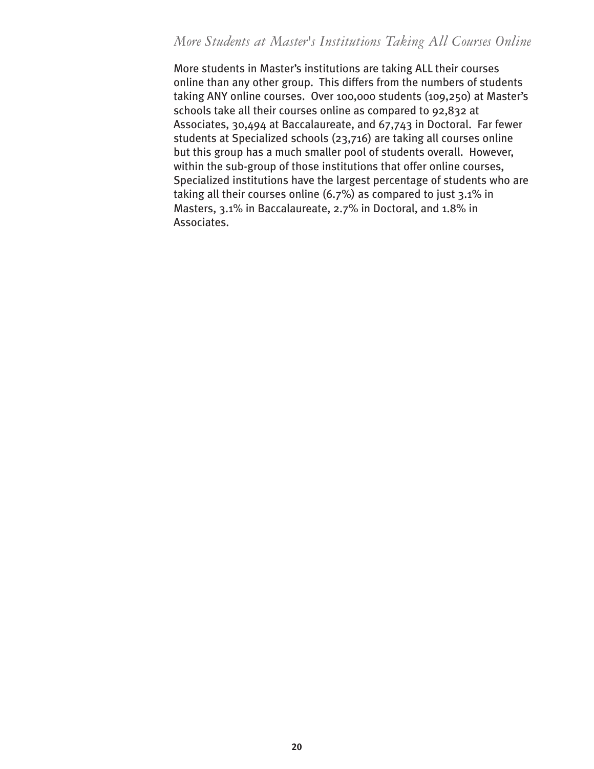### *More Students at Master's Institutions Taking All Courses Online*

More students in Master's institutions are taking ALL their courses online than any other group. This differs from the numbers of students taking ANY online courses. Over 100,000 students (109,250) at Master's schools take all their courses online as compared to 92,832 at Associates, 30,494 at Baccalaureate, and 67,743 in Doctoral. Far fewer students at Specialized schools (23,716) are taking all courses online but this group has a much smaller pool of students overall. However, within the sub-group of those institutions that offer online courses, Specialized institutions have the largest percentage of students who are taking all their courses online (6.7%) as compared to just 3.1% in Masters, 3.1% in Baccalaureate, 2.7% in Doctoral, and 1.8% in Associates.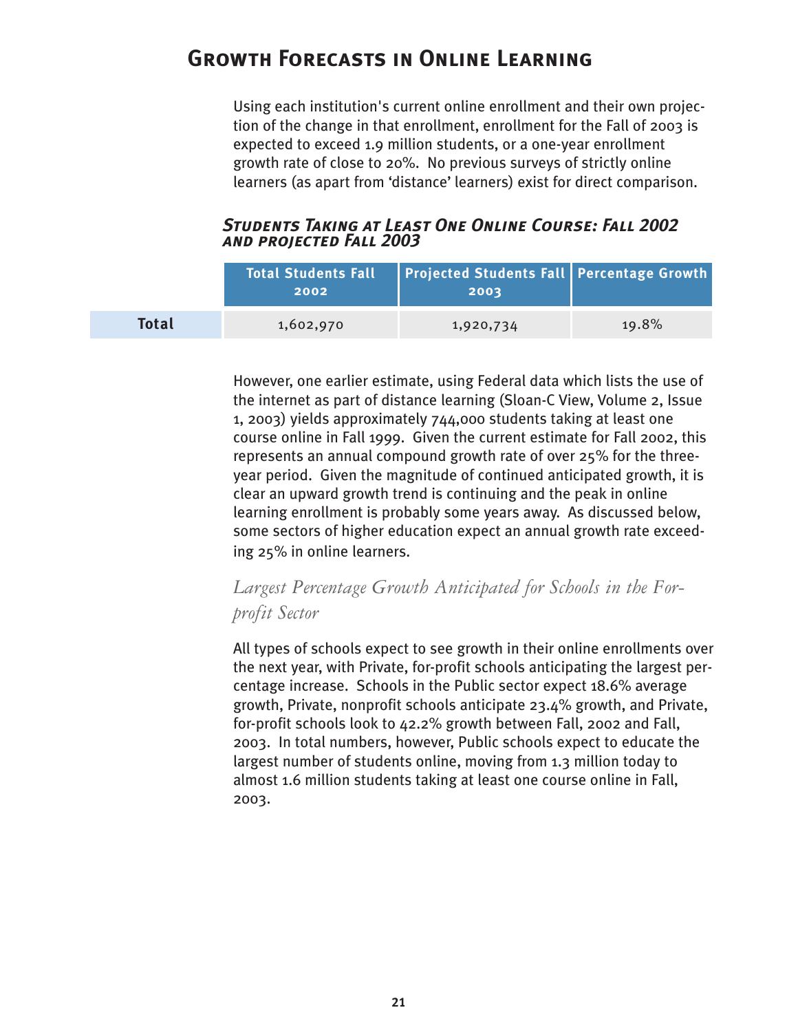## Growth Forecasts in Online Learning

Using each institution's current online enrollment and their own projection of the change in that enrollment, enrollment for the Fall of 2003 is expected to exceed 1.9 million students, or a one-year enrollment growth rate of close to 20%. No previous surveys of strictly online learners (as apart from 'distance' learners) exist for direct comparison.

### *Students Taking at Least One Online Course: Fall 2002 and projected Fall 2003*

| | Total Students Fall 2002 | Projected Students Fall 2003 | Percentage Growth |
|---|---|---|---|
| **Total** | 1,602,970 | 1,920,734 | 19.8% |

However, one earlier estimate, using Federal data which lists the use of the internet as part of distance learning (Sloan-C View, Volume 2, Issue 1, 2003) yields approximately 744,000 students taking at least one course online in Fall 1999. Given the current estimate for Fall 2002, this represents an annual compound growth rate of over 25% for the three-year period. Given the magnitude of continued anticipated growth, it is clear an upward growth trend is continuing and the peak in online learning enrollment is probably some years away. As discussed below, some sectors of higher education expect an annual growth rate exceeding 25% in online learners.

### *Largest Percentage Growth Anticipated for Schools in the For-profit Sector*

All types of schools expect to see growth in their online enrollments over the next year, with Private, for-profit schools anticipating the largest percentage increase. Schools in the Public sector expect 18.6% average growth, Private, nonprofit schools anticipate 23.4% growth, and Private, for-profit schools look to 42.2% growth between Fall, 2002 and Fall, 2003. In total numbers, however, Public schools expect to educate the largest number of students online, moving from 1.3 million today to almost 1.6 million students taking at least one course online in Fall, 2003.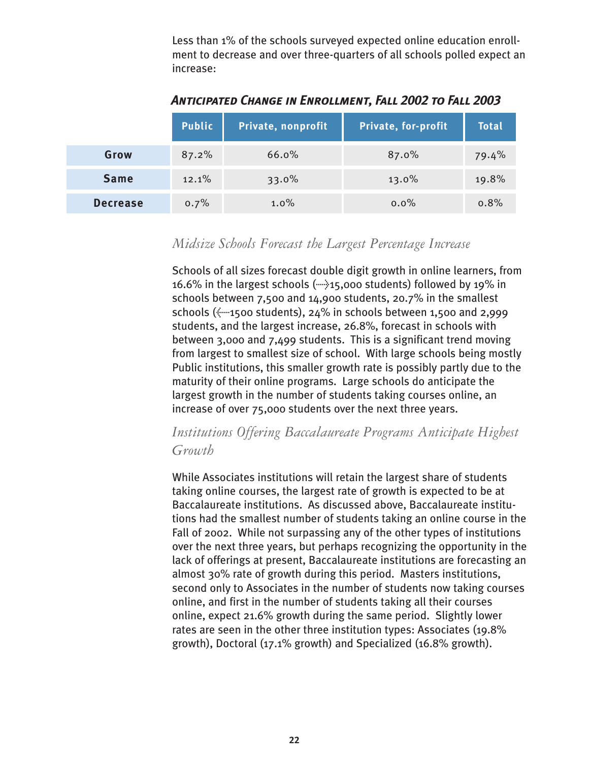Less than 1% of the schools surveyed expected online education enrollment to decrease and over three-quarters of all schools polled expect an increase:

***Anticipated Change in Enrollment, Fall 2002 to Fall 2003***

| | Public | Private, nonprofit | Private, for-profit | Total |
|---|---|---|---|---|
| **Grow** | 87.2% | 66.0% | 87.0% | 79.4% |
| **Same** | 12.1% | 33.0% | 13.0% | 19.8% |
| **Decrease** | 0.7% | 1.0% | 0.0% | 0.8% |

### *Midsize Schools Forecast the Largest Percentage Increase*

Schools of all sizes forecast double digit growth in online learners, from 16.6% in the largest schools (>15,000 students) followed by 19% in schools between 7,500 and 14,900 students, 20.7% in the smallest schools (<1500 students), 24% in schools between 1,500 and 2,999 students, and the largest increase, 26.8%, forecast in schools with between 3,000 and 7,499 students. This is a significant trend moving from largest to smallest size of school. With large schools being mostly Public institutions, this smaller growth rate is possibly partly due to the maturity of their online programs. Large schools do anticipate the largest growth in the number of students taking courses online, an increase of over 75,000 students over the next three years.

### *Institutions Offering Baccalaureate Programs Anticipate Highest Growth*

While Associates institutions will retain the largest share of students taking online courses, the largest rate of growth is expected to be at Baccalaureate institutions. As discussed above, Baccalaureate institutions had the smallest number of students taking an online course in the Fall of 2002. While not surpassing any of the other types of institutions over the next three years, but perhaps recognizing the opportunity in the lack of offerings at present, Baccalaureate institutions are forecasting an almost 30% rate of growth during this period. Masters institutions, second only to Associates in the number of students now taking courses online, and first in the number of students taking all their courses online, expect 21.6% growth during the same period. Slightly lower rates are seen in the other three institution types: Associates (19.8% growth), Doctoral (17.1% growth) and Specialized (16.8% growth).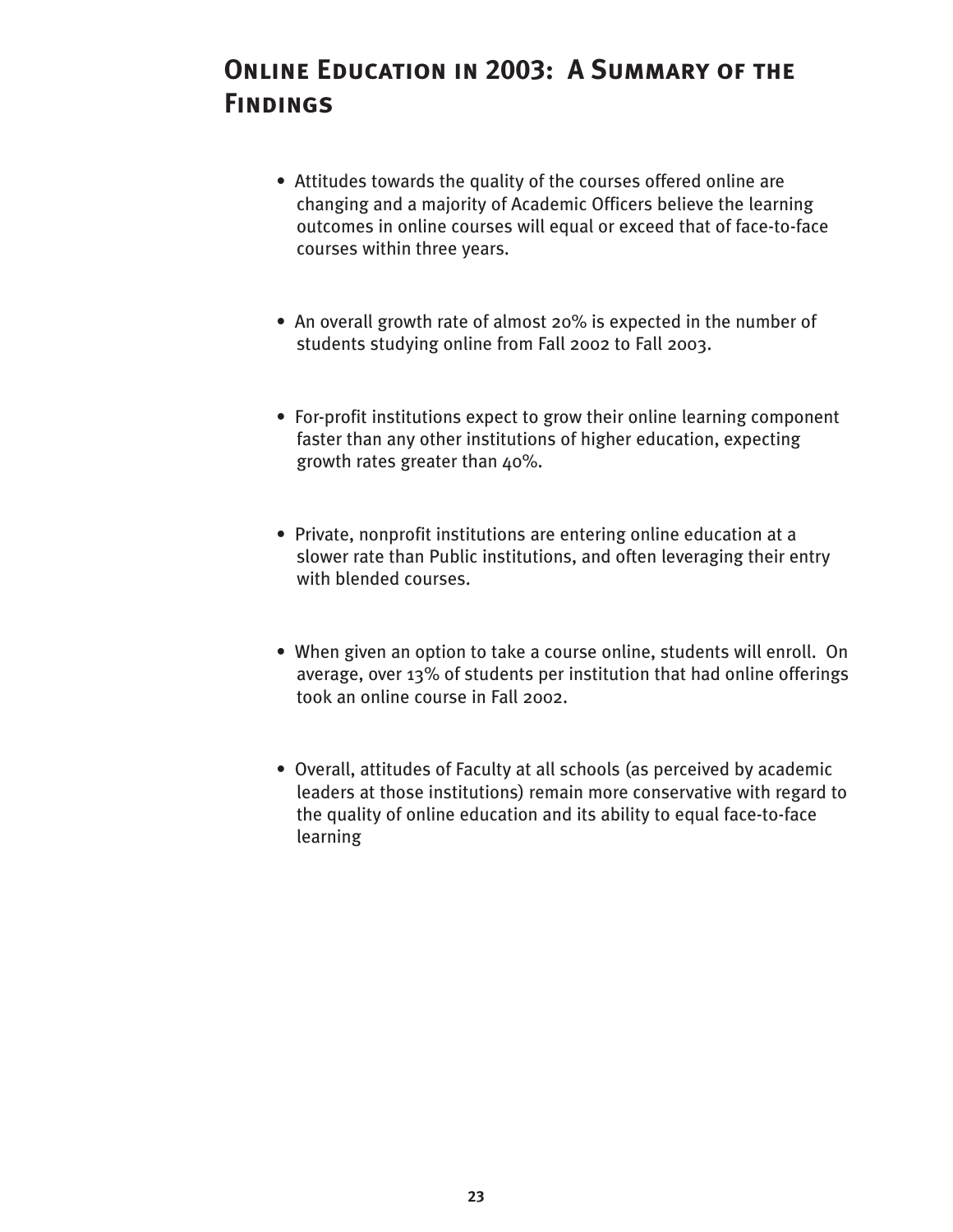# Online Education in 2003: A Summary of the Findings

- Attitudes towards the quality of the courses offered online are changing and a majority of Academic Officers believe the learning outcomes in online courses will equal or exceed that of face-to-face courses within three years.

- An overall growth rate of almost 20% is expected in the number of students studying online from Fall 2002 to Fall 2003.

- For-profit institutions expect to grow their online learning component faster than any other institutions of higher education, expecting growth rates greater than 40%.

- Private, nonprofit institutions are entering online education at a slower rate than Public institutions, and often leveraging their entry with blended courses.

- When given an option to take a course online, students will enroll. On average, over 13% of students per institution that had online offerings took an online course in Fall 2002.

- Overall, attitudes of Faculty at all schools (as perceived by academic leaders at those institutions) remain more conservative with regard to the quality of online education and its ability to equal face-to-face learning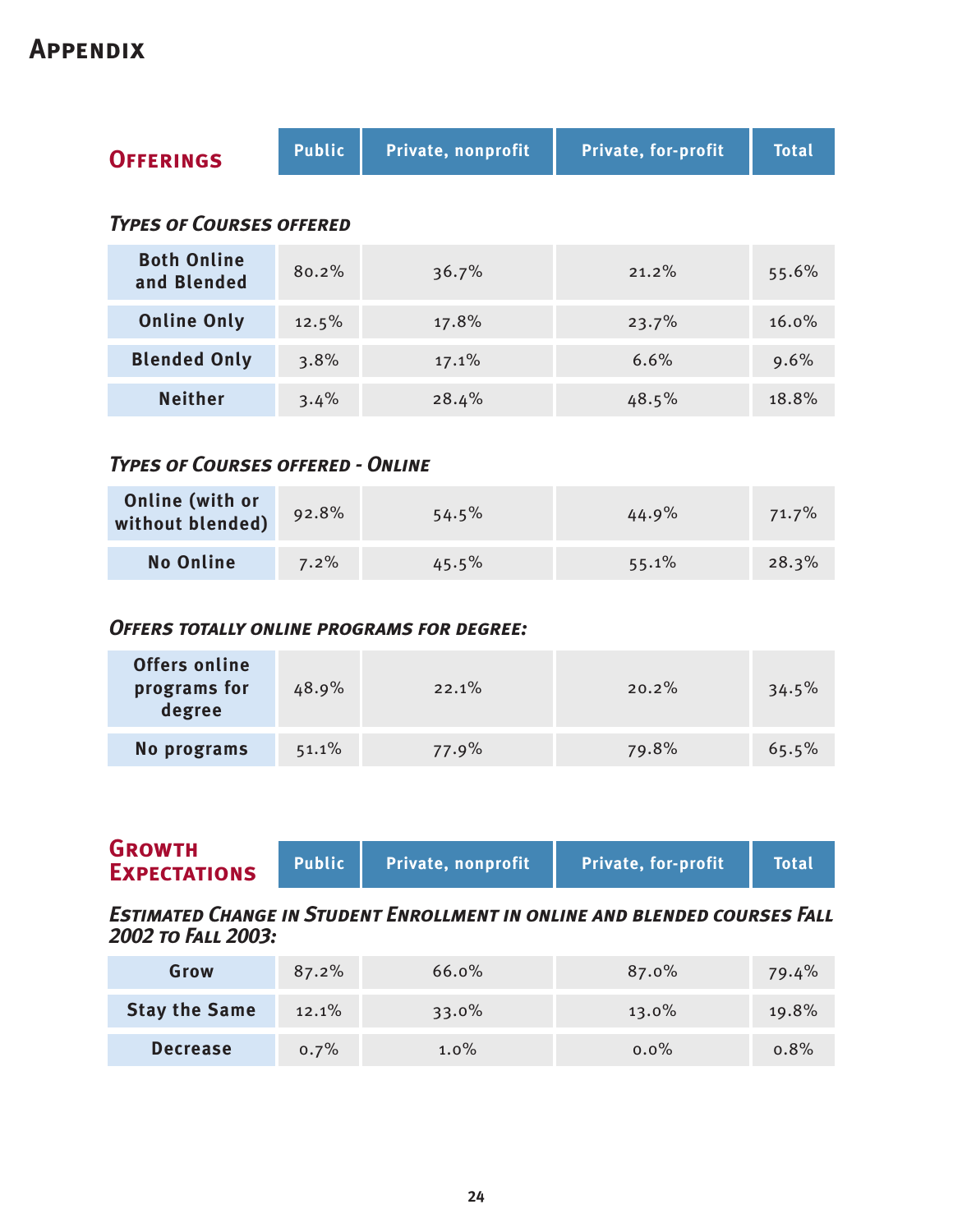# Appendix

## Offerings

| Offerings | Public | Private, nonprofit | Private, for-profit | Total |
|---|---|---|---|---|
| ***Types of Courses offered*** | | | | |
| **Both Online and Blended** | 80.2% | 36.7% | 21.2% | 55.6% |
| **Online Only** | 12.5% | 17.8% | 23.7% | 16.0% |
| **Blended Only** | 3.8% | 17.1% | 6.6% | 9.6% |
| **Neither** | 3.4% | 28.4% | 48.5% | 18.8% |
| ***Types of Courses offered - Online*** | | | | |
| **Online (with or without blended)** | 92.8% | 54.5% | 44.9% | 71.7% |
| **No Online** | 7.2% | 45.5% | 55.1% | 28.3% |
| ***Offers totally online programs for degree:*** | | | | |
| **Offers online programs for degree** | 48.9% | 22.1% | 20.2% | 34.5% |
| **No programs** | 51.1% | 77.9% | 79.8% | 65.5% |

## Growth Expectations

***Estimated Change in Student Enrollment in online and blended courses Fall 2002 to Fall 2003:***

| Growth Expectations | Public | Private, nonprofit | Private, for-profit | Total |
|---|---|---|---|---|
| **Grow** | 87.2% | 66.0% | 87.0% | 79.4% |
| **Stay the Same** | 12.1% | 33.0% | 13.0% | 19.8% |
| **Decrease** | 0.7% | 1.0% | 0.0% | 0.8% |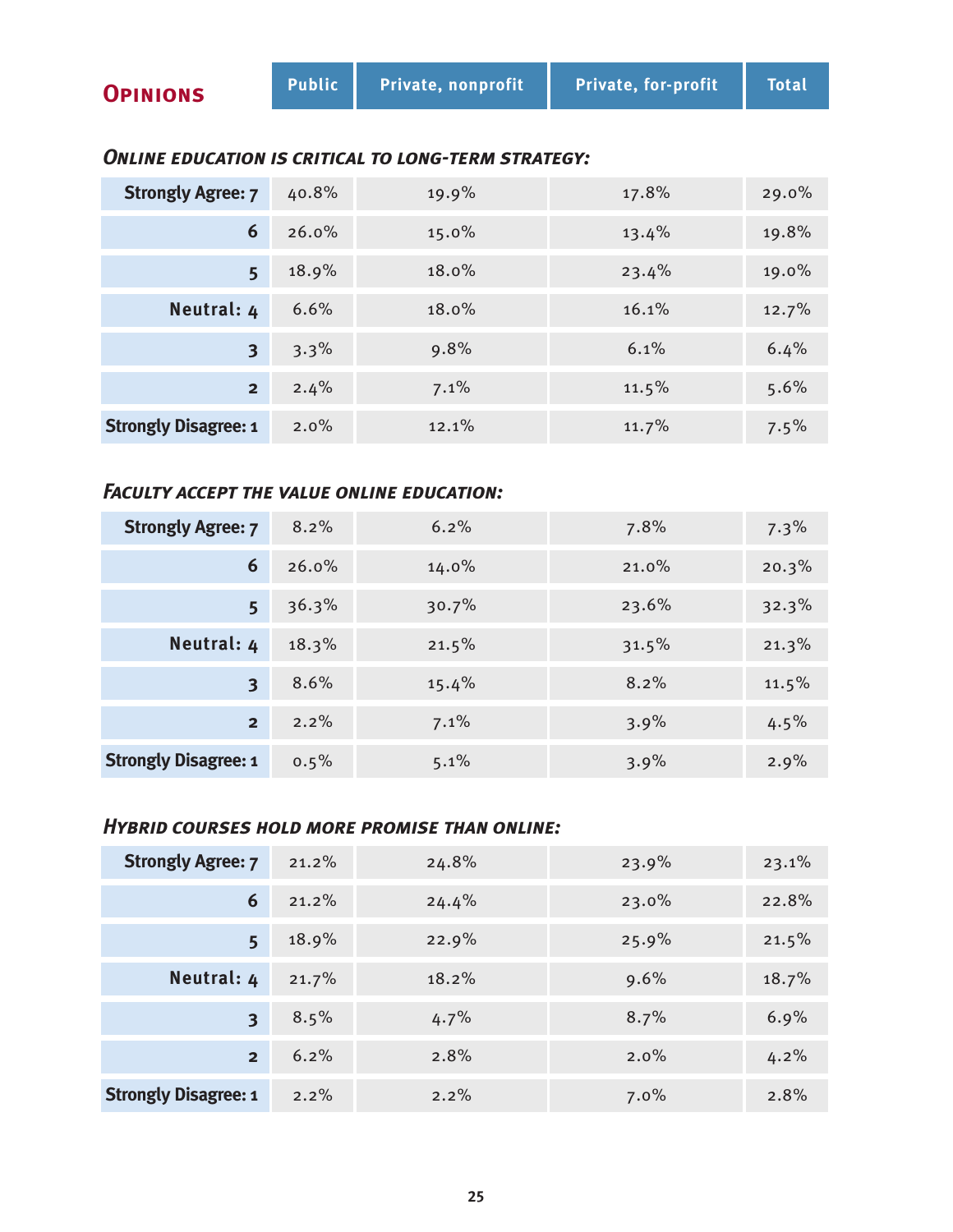## Opinions

| | Public | Private, nonprofit | Private, for-profit | Total |
|---|---|---|---|---|
| ***Online education is critical to long-term strategy:*** | | | | |
| Strongly Agree: 7 | 40.8% | 19.9% | 17.8% | 29.0% |
| 6 | 26.0% | 15.0% | 13.4% | 19.8% |
| 5 | 18.9% | 18.0% | 23.4% | 19.0% |
| Neutral: 4 | 6.6% | 18.0% | 16.1% | 12.7% |
| 3 | 3.3% | 9.8% | 6.1% | 6.4% |
| 2 | 2.4% | 7.1% | 11.5% | 5.6% |
| Strongly Disagree: 1 | 2.0% | 12.1% | 11.7% | 7.5% |
| ***Faculty accept the value online education:*** | | | | |
| Strongly Agree: 7 | 8.2% | 6.2% | 7.8% | 7.3% |
| 6 | 26.0% | 14.0% | 21.0% | 20.3% |
| 5 | 36.3% | 30.7% | 23.6% | 32.3% |
| Neutral: 4 | 18.3% | 21.5% | 31.5% | 21.3% |
| 3 | 8.6% | 15.4% | 8.2% | 11.5% |
| 2 | 2.2% | 7.1% | 3.9% | 4.5% |
| Strongly Disagree: 1 | 0.5% | 5.1% | 3.9% | 2.9% |
| ***Hybrid courses hold more promise than online:*** | | | | |
| Strongly Agree: 7 | 21.2% | 24.8% | 23.9% | 23.1% |
| 6 | 21.2% | 24.4% | 23.0% | 22.8% |
| 5 | 18.9% | 22.9% | 25.9% | 21.5% |
| Neutral: 4 | 21.7% | 18.2% | 9.6% | 18.7% |
| 3 | 8.5% | 4.7% | 8.7% | 6.9% |
| 2 | 6.2% | 2.8% | 2.0% | 4.2% |
| Strongly Disagree: 1 | 2.2% | 2.2% | 7.0% | 2.8% |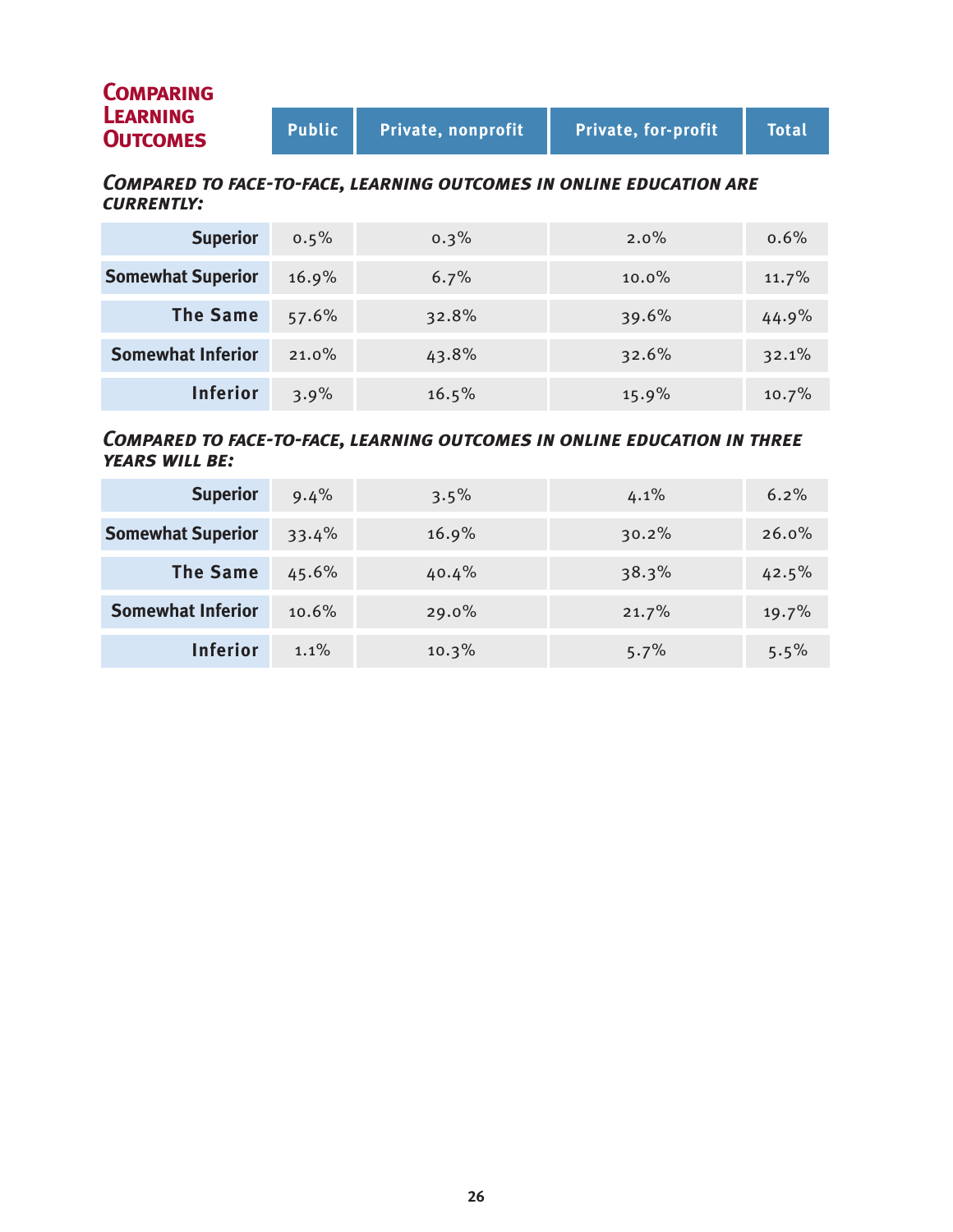## Comparing Learning Outcomes

| | Public | Private, nonprofit | Private, for-profit | Total |
|---|---|---|---|---|
| ***Compared to face-to-face, learning outcomes in online education are currently:*** | | | | |
| **Superior** | 0.5% | 0.3% | 2.0% | 0.6% |
| **Somewhat Superior** | 16.9% | 6.7% | 10.0% | 11.7% |
| **The Same** | 57.6% | 32.8% | 39.6% | 44.9% |
| **Somewhat Inferior** | 21.0% | 43.8% | 32.6% | 32.1% |
| **Inferior** | 3.9% | 16.5% | 15.9% | 10.7% |
| ***Compared to face-to-face, learning outcomes in online education in three years will be:*** | | | | |
| **Superior** | 9.4% | 3.5% | 4.1% | 6.2% |
| **Somewhat Superior** | 33.4% | 16.9% | 30.2% | 26.0% |
| **The Same** | 45.6% | 40.4% | 38.3% | 42.5% |
| **Somewhat Inferior** | 10.6% | 29.0% | 21.7% | 19.7% |
| **Inferior** | 1.1% | 10.3% | 5.7% | 5.5% |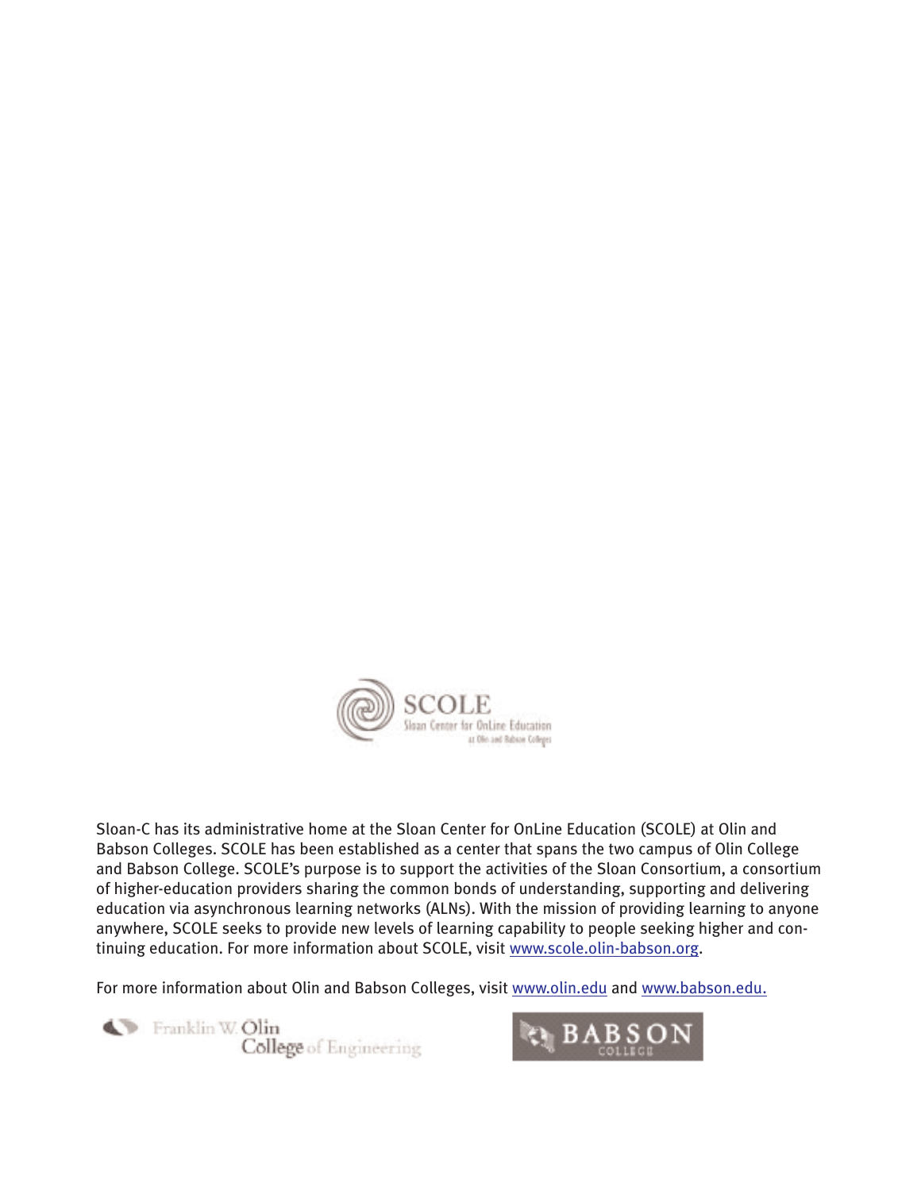SCOLE
Sloan Center for OnLine Education
at Olin and Babson Colleges

Sloan-C has its administrative home at the Sloan Center for OnLine Education (SCOLE) at Olin and Babson Colleges. SCOLE has been established as a center that spans the two campus of Olin College and Babson College. SCOLE's purpose is to support the activities of the Sloan Consortium, a consortium of higher-education providers sharing the common bonds of understanding, supporting and delivering education via asynchronous learning networks (ALNs). With the mission of providing learning to anyone anywhere, SCOLE seeks to provide new levels of learning capability to people seeking higher and continuing education. For more information about SCOLE, visit www.scole.olin-babson.org.

For more information about Olin and Babson Colleges, visit www.olin.edu and www.babson.edu.

Franklin W. Olin College of Engineering

BABSON COLLEGE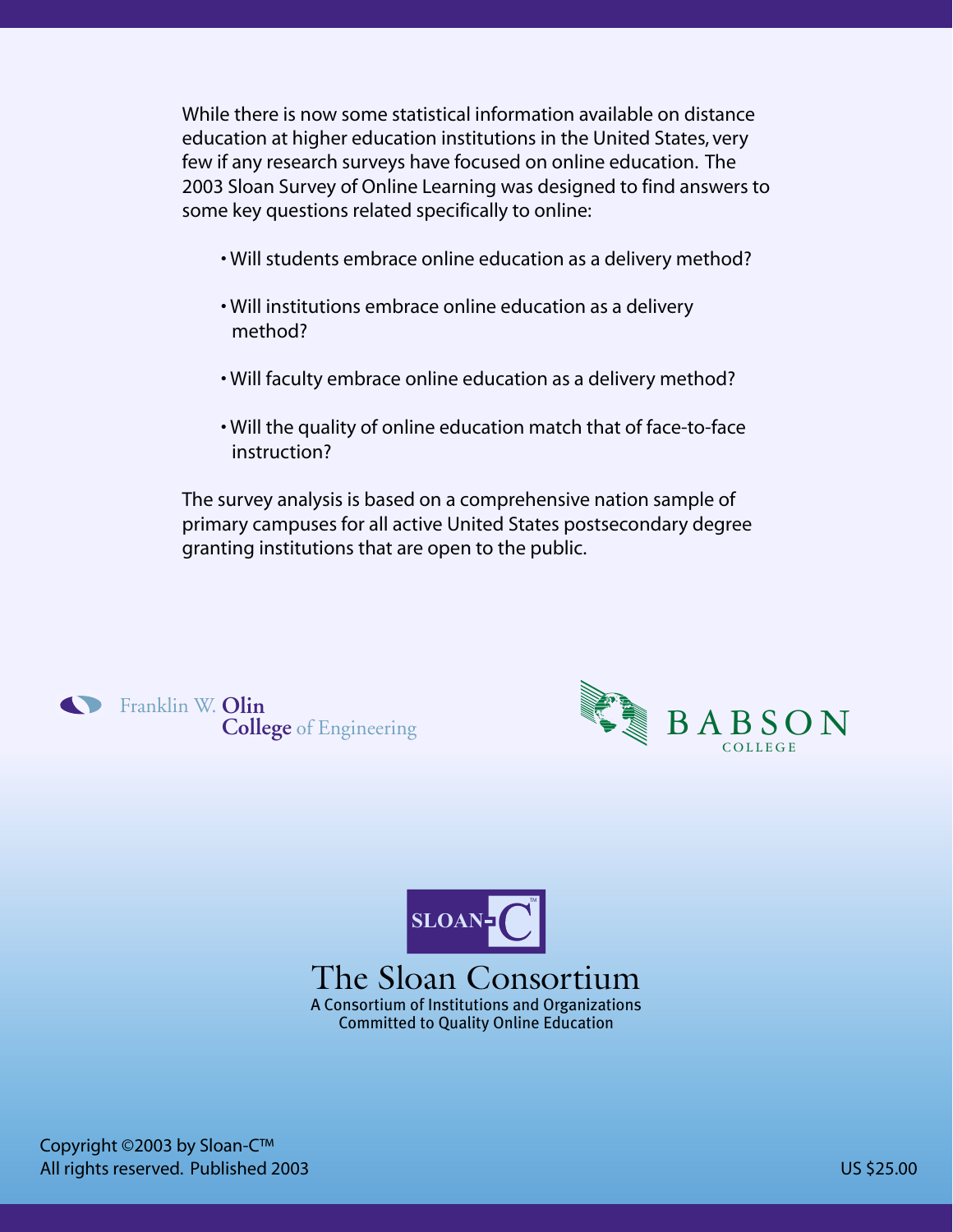While there is now some statistical information available on distance education at higher education institutions in the United States, very few if any research surveys have focused on online education. The 2003 Sloan Survey of Online Learning was designed to find answers to some key questions related specifically to online:

- Will students embrace online education as a delivery method?
- Will institutions embrace online education as a delivery method?
- Will faculty embrace online education as a delivery method?
- Will the quality of online education match that of face-to-face instruction?

The survey analysis is based on a comprehensive nation sample of primary campuses for all active United States postsecondary degree granting institutions that are open to the public.

Franklin W. Olin College of Engineering

BABSON COLLEGE

SLOAN-C™

The Sloan Consortium

A Consortium of Institutions and Organizations Committed to Quality Online Education

Copyright ©2003 by Sloan-C™
All rights reserved. Published 2003

US $25.00